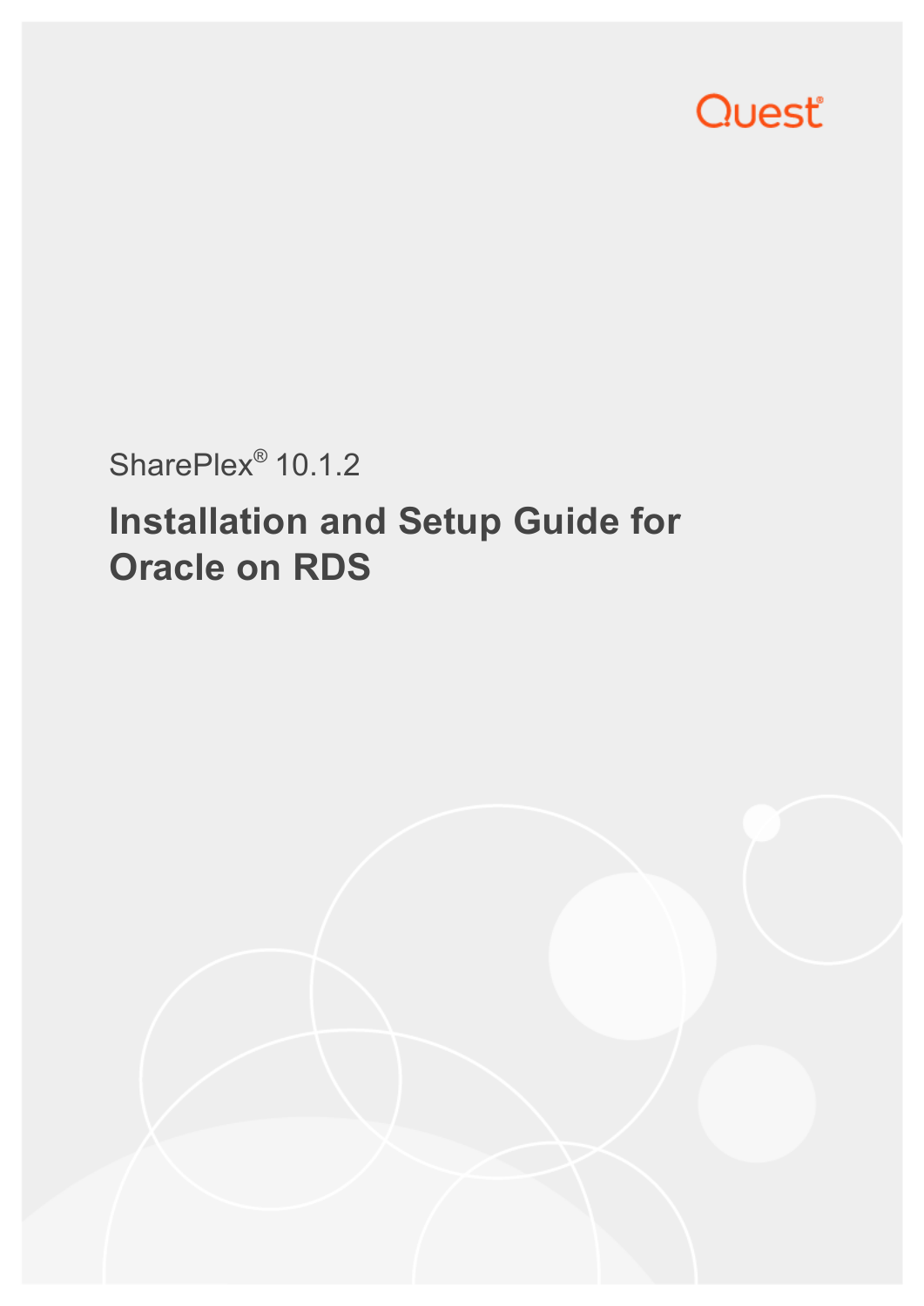Quest

SharePlex® 10.1.2

# Installation and Setup Guide for Oracle on RDS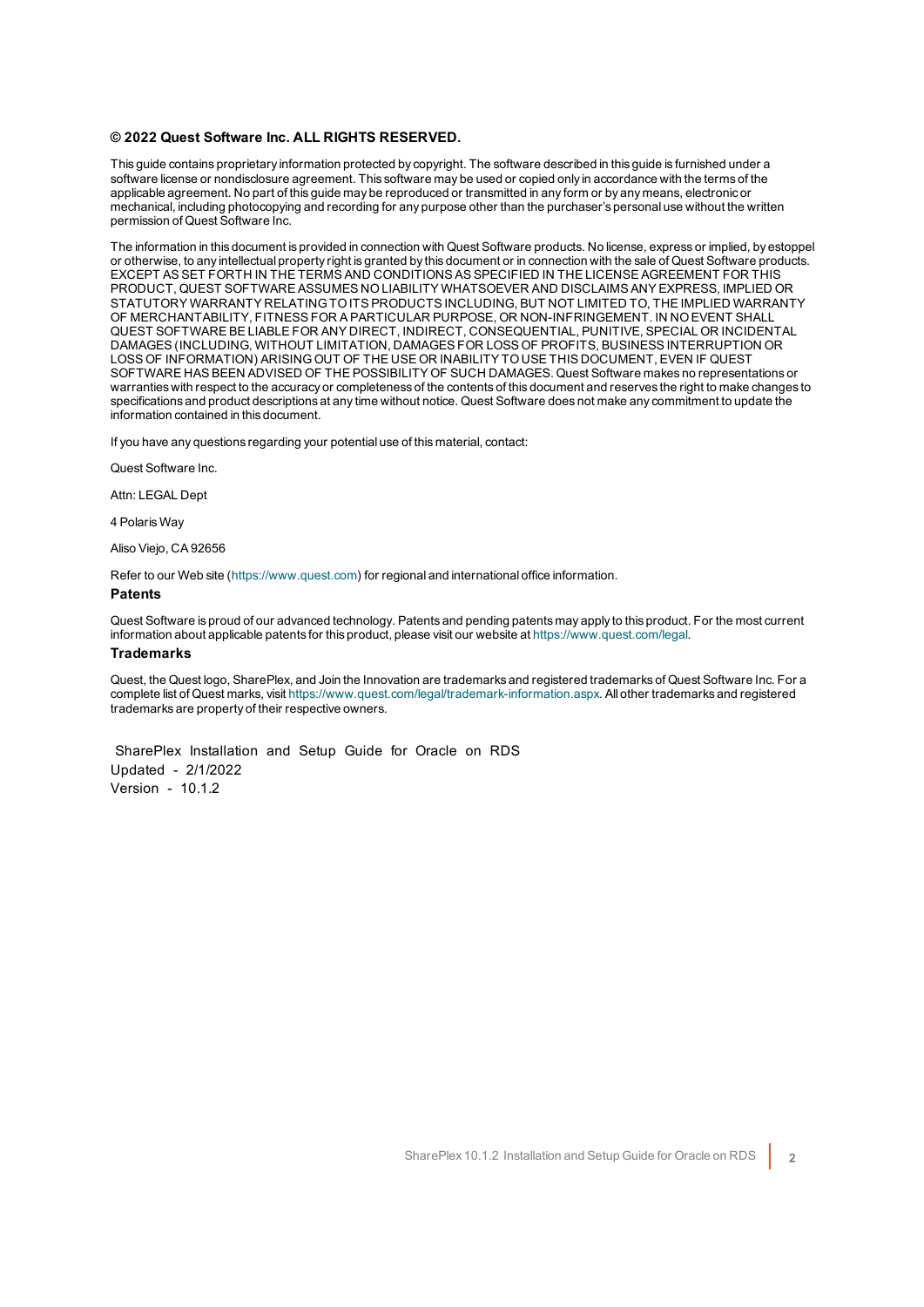**© 2022 Quest Software Inc. ALL RIGHTS RESERVED.**

This guide contains proprietary information protected by copyright. The software described in this guide is furnished under a software license or nondisclosure agreement. This software may be used or copied only in accordance with the terms of the applicable agreement. No part of this guide may be reproduced or transmitted in any form or by any means, electronic or mechanical, including photocopying and recording for any purpose other than the purchaser's personal use without the written permission of Quest Software Inc.

The information in this document is provided in connection with Quest Software products. No license, express or implied, by estoppel or otherwise, to any intellectual property right is granted by this document or in connection with the sale of Quest Software products. EXCEPT AS SET FORTH IN THE TERMS AND CONDITIONS AS SPECIFIED IN THE LICENSE AGREEMENT FOR THIS PRODUCT, QUEST SOFTWARE ASSUMES NO LIABILITY WHATSOEVER AND DISCLAIMS ANY EXPRESS, IMPLIED OR STATUTORY WARRANTY RELATING TO ITS PRODUCTS INCLUDING, BUT NOT LIMITED TO, THE IMPLIED WARRANTY OF MERCHANTABILITY, FITNESS FOR A PARTICULAR PURPOSE, OR NON-INFRINGEMENT. IN NO EVENT SHALL QUEST SOFTWARE BE LIABLE FOR ANY DIRECT, INDIRECT, CONSEQUENTIAL, PUNITIVE, SPECIAL OR INCIDENTAL DAMAGES (INCLUDING, WITHOUT LIMITATION, DAMAGES FOR LOSS OF PROFITS, BUSINESS INTERRUPTION OR LOSS OF INFORMATION) ARISING OUT OF THE USE OR INABILITY TO USE THIS DOCUMENT, EVEN IF QUEST SOFTWARE HAS BEEN ADVISED OF THE POSSIBILITY OF SUCH DAMAGES. Quest Software makes no representations or warranties with respect to the accuracy or completeness of the contents of this document and reserves the right to make changes to specifications and product descriptions at any time without notice. Quest Software does not make any commitment to update the information contained in this document.

If you have any questions regarding your potential use of this material, contact:

Quest Software Inc.

Attn: LEGAL Dept

4 Polaris Way

Aliso Viejo, CA 92656

Refer to our Web site (https://www.quest.com) for regional and international office information.

**Patents**

Quest Software is proud of our advanced technology. Patents and pending patents may apply to this product. For the most current information about applicable patents for this product, please visit our website at https://www.quest.com/legal.

**Trademarks**

Quest, the Quest logo, SharePlex, and Join the Innovation are trademarks and registered trademarks of Quest Software Inc. For a complete list of Quest marks, visit https://www.quest.com/legal/trademark-information.aspx. All other trademarks and registered trademarks are property of their respective owners.

SharePlex Installation and Setup Guide for Oracle on RDS
Updated - 2/1/2022
Version - 10.1.2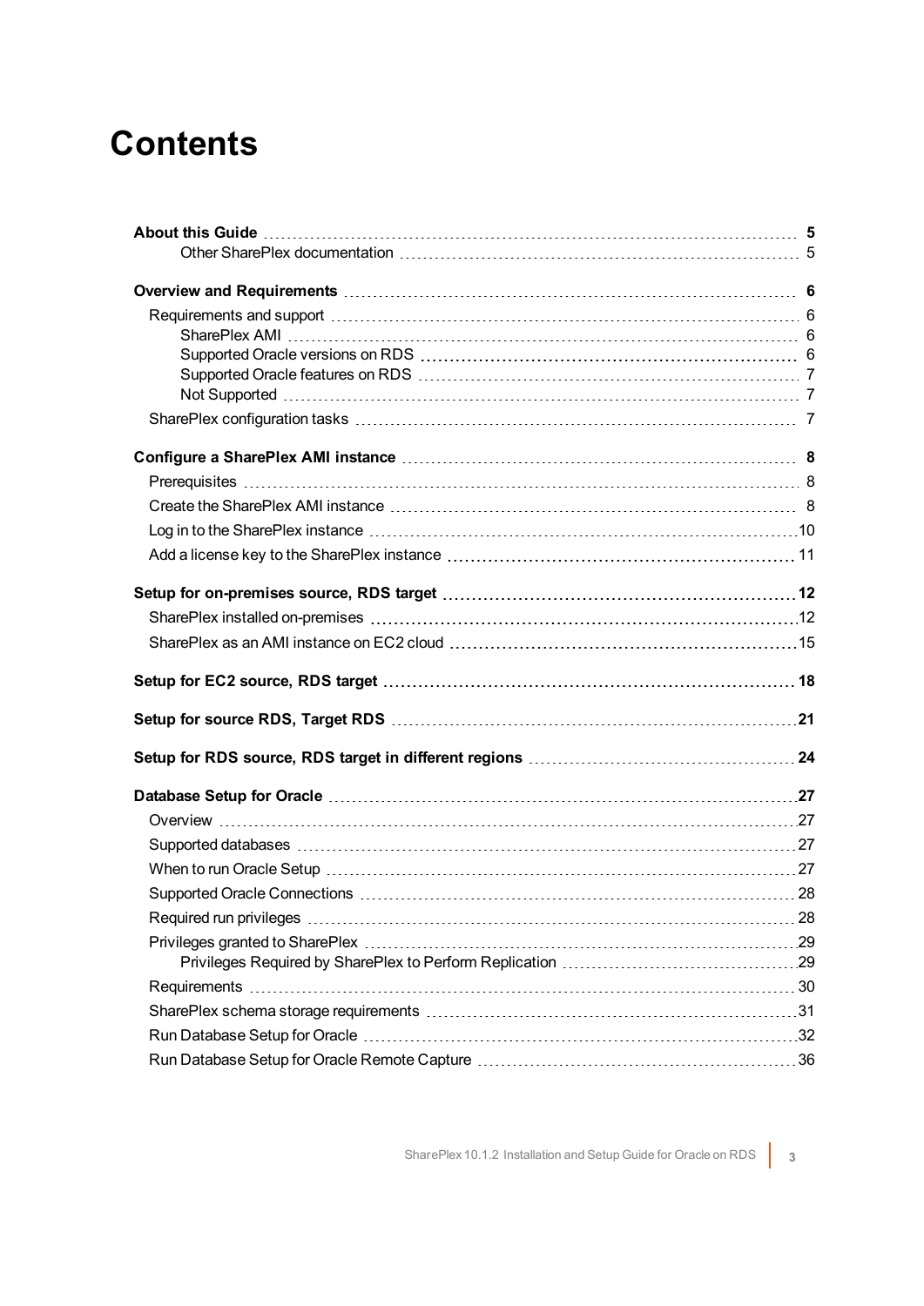# Contents

**About this Guide** 5

- Other SharePlex documentation 5

**Overview and Requirements** 6

- Requirements and support 6
  - SharePlex AMI 6
  - Supported Oracle versions on RDS 6
  - Supported Oracle features on RDS 7
  - Not Supported 7
- SharePlex configuration tasks 7

**Configure a SharePlex AMI instance** 8

- Prerequisites 8
- Create the SharePlex AMI instance 8
- Log in to the SharePlex instance 10
- Add a license key to the SharePlex instance 11

**Setup for on-premises source, RDS target** 12

- SharePlex installed on-premises 12
- SharePlex as an AMI instance on EC2 cloud 15

**Setup for EC2 source, RDS target** 18

**Setup for source RDS, Target RDS** 21

**Setup for RDS source, RDS target in different regions** 24

**Database Setup for Oracle** 27

- Overview 27
- Supported databases 27
- When to run Oracle Setup 27
- Supported Oracle Connections 28
- Required run privileges 28
- Privileges granted to SharePlex 29
  - Privileges Required by SharePlex to Perform Replication 29
- Requirements 30
- SharePlex schema storage requirements 31
- Run Database Setup for Oracle 32
- Run Database Setup for Oracle Remote Capture 36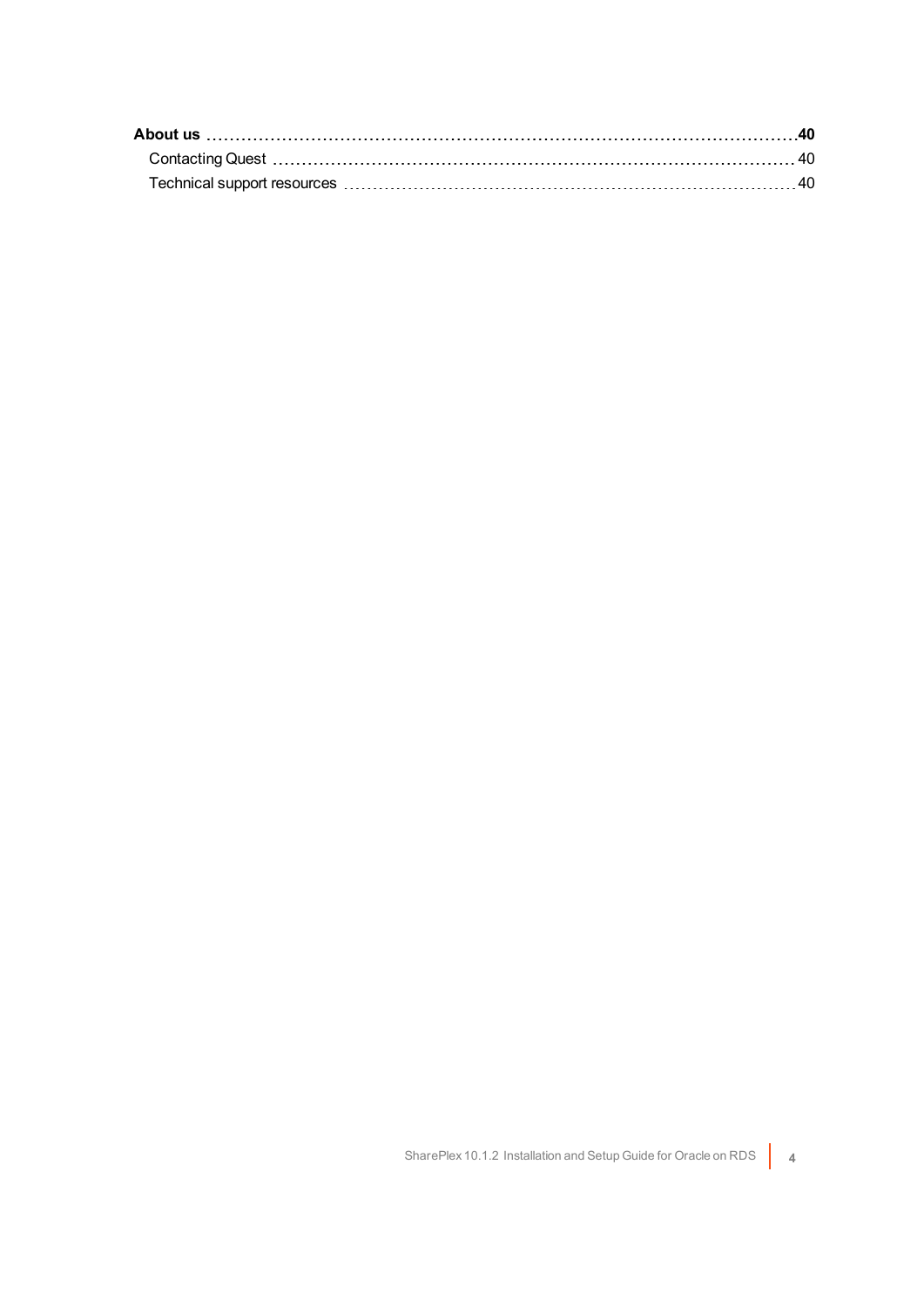**About us** 40

- Contacting Quest 40
- Technical support resources 40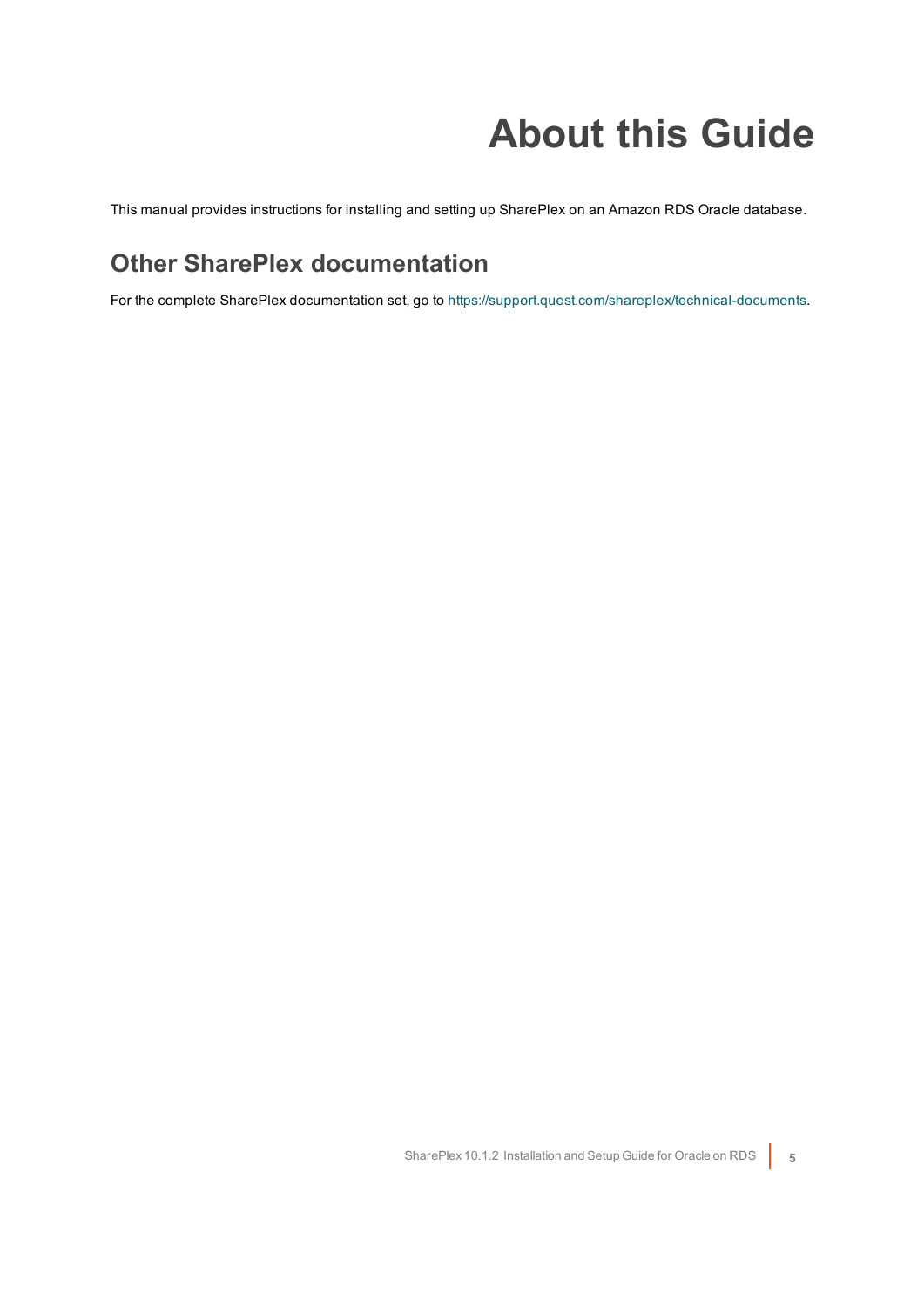# About this Guide

This manual provides instructions for installing and setting up SharePlex on an Amazon RDS Oracle database.

## Other SharePlex documentation

For the complete SharePlex documentation set, go to https://support.quest.com/shareplex/technical-documents.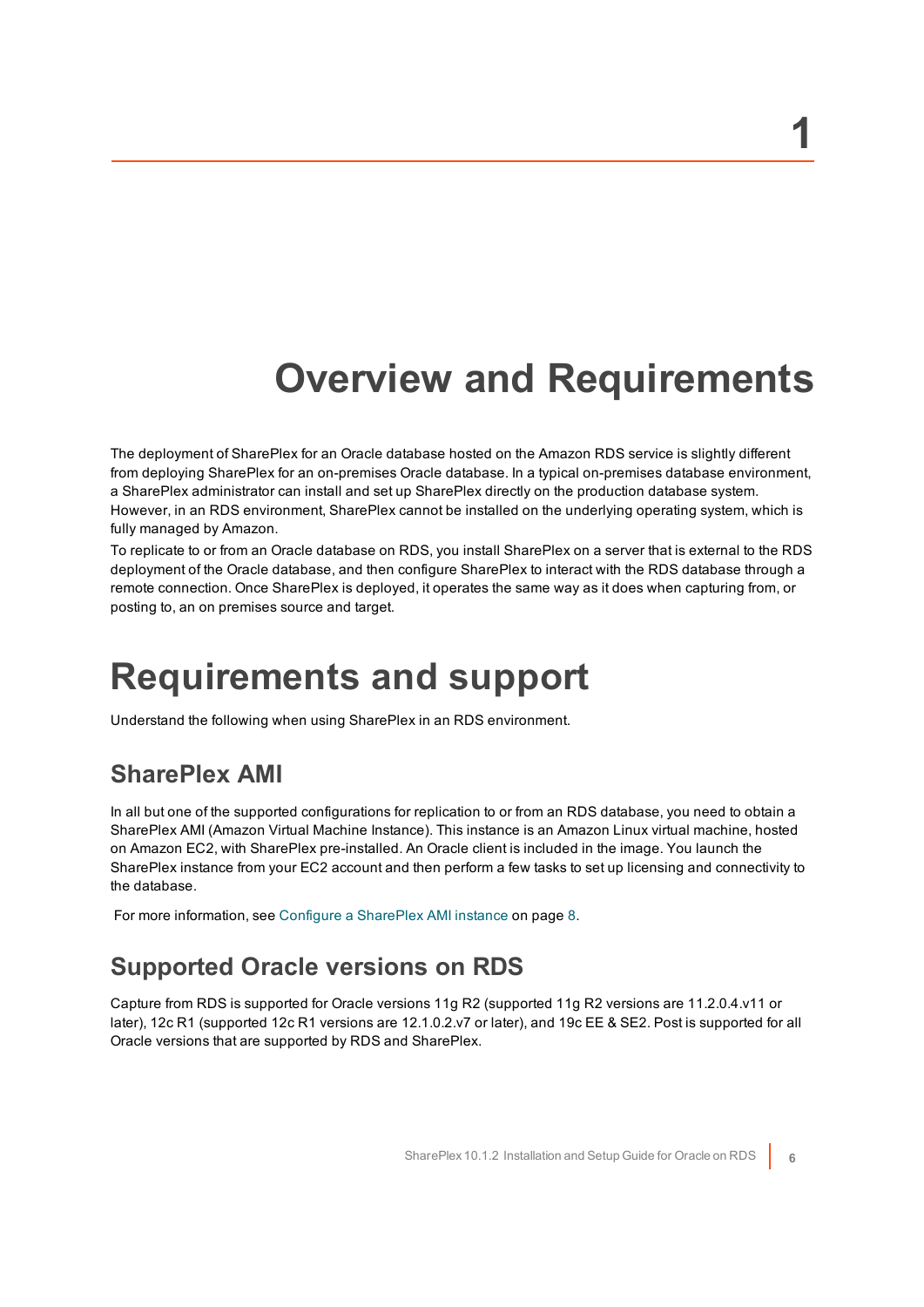# 1

# Overview and Requirements

The deployment of SharePlex for an Oracle database hosted on the Amazon RDS service is slightly different from deploying SharePlex for an on-premises Oracle database. In a typical on-premises database environment, a SharePlex administrator can install and set up SharePlex directly on the production database system. However, in an RDS environment, SharePlex cannot be installed on the underlying operating system, which is fully managed by Amazon.

To replicate to or from an Oracle database on RDS, you install SharePlex on a server that is external to the RDS deployment of the Oracle database, and then configure SharePlex to interact with the RDS database through a remote connection. Once SharePlex is deployed, it operates the same way as it does when capturing from, or posting to, an on premises source and target.

# Requirements and support

Understand the following when using SharePlex in an RDS environment.

## SharePlex AMI

In all but one of the supported configurations for replication to or from an RDS database, you need to obtain a SharePlex AMI (Amazon Virtual Machine Instance). This instance is an Amazon Linux virtual machine, hosted on Amazon EC2, with SharePlex pre-installed. An Oracle client is included in the image. You launch the SharePlex instance from your EC2 account and then perform a few tasks to set up licensing and connectivity to the database.

For more information, see Configure a SharePlex AMI instance on page 8.

## Supported Oracle versions on RDS

Capture from RDS is supported for Oracle versions 11g R2 (supported 11g R2 versions are 11.2.0.4.v11 or later), 12c R1 (supported 12c R1 versions are 12.1.0.2.v7 or later), and 19c EE & SE2. Post is supported for all Oracle versions that are supported by RDS and SharePlex.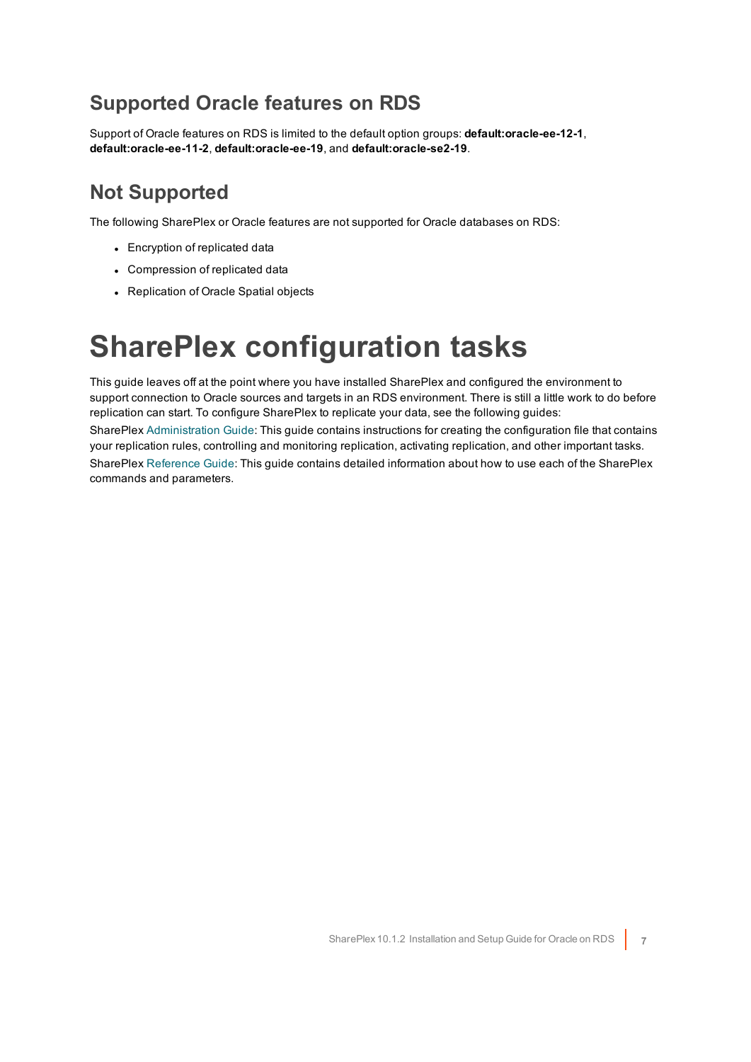## Supported Oracle features on RDS

Support of Oracle features on RDS is limited to the default option groups: **default:oracle-ee-12-1**, **default:oracle-ee-11-2**, **default:oracle-ee-19**, and **default:oracle-se2-19**.

## Not Supported

The following SharePlex or Oracle features are not supported for Oracle databases on RDS:

- Encryption of replicated data
- Compression of replicated data
- Replication of Oracle Spatial objects

# SharePlex configuration tasks

This guide leaves off at the point where you have installed SharePlex and configured the environment to support connection to Oracle sources and targets in an RDS environment. There is still a little work to do before replication can start. To configure SharePlex to replicate your data, see the following guides:

SharePlex Administration Guide: This guide contains instructions for creating the configuration file that contains your replication rules, controlling and monitoring replication, activating replication, and other important tasks.

SharePlex Reference Guide: This guide contains detailed information about how to use each of the SharePlex commands and parameters.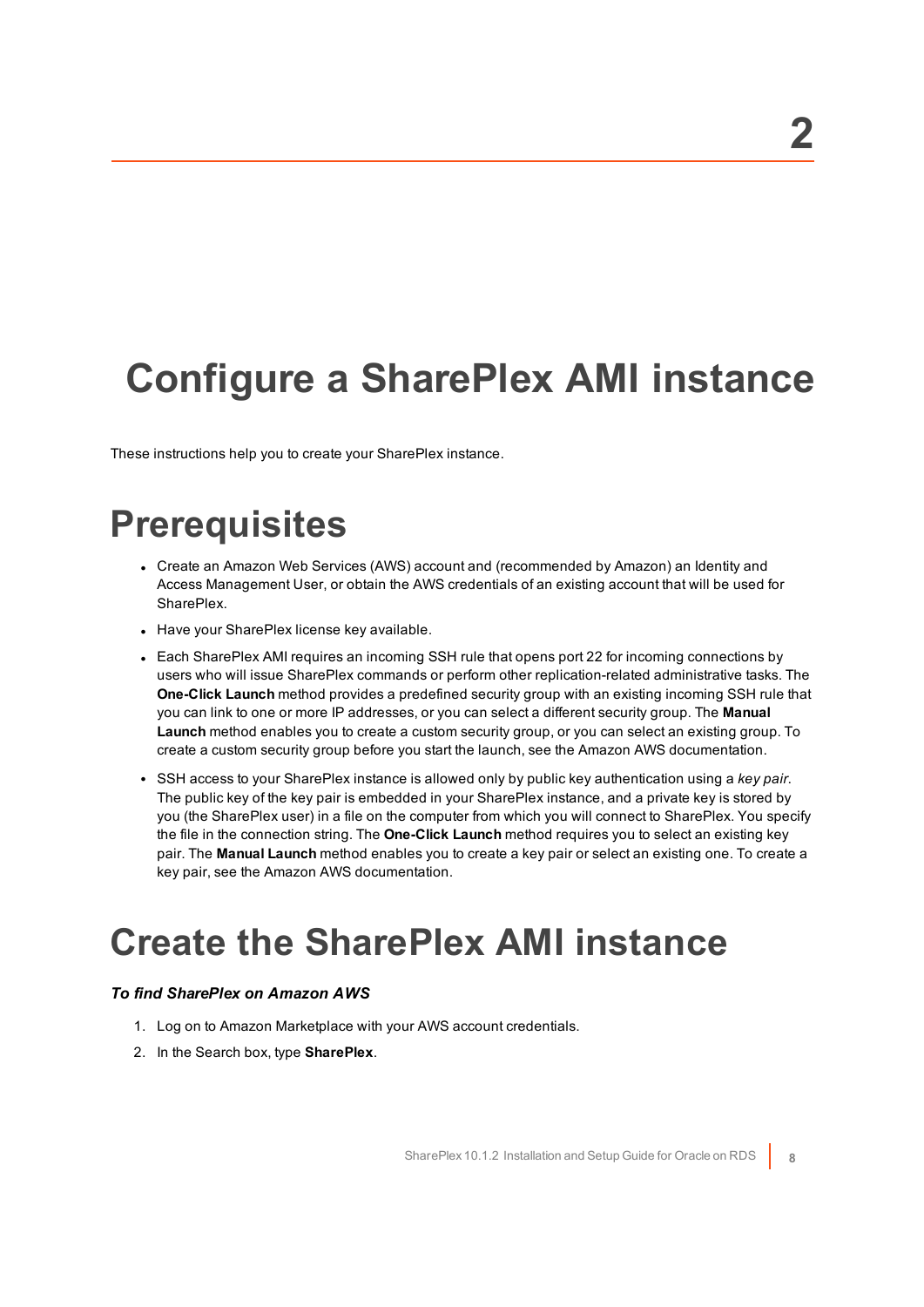# Configure a SharePlex AMI instance

These instructions help you to create your SharePlex instance.

## Prerequisites

- Create an Amazon Web Services (AWS) account and (recommended by Amazon) an Identity and Access Management User, or obtain the AWS credentials of an existing account that will be used for SharePlex.
- Have your SharePlex license key available.
- Each SharePlex AMI requires an incoming SSH rule that opens port 22 for incoming connections by users who will issue SharePlex commands or perform other replication-related administrative tasks. The **One-Click Launch** method provides a predefined security group with an existing incoming SSH rule that you can link to one or more IP addresses, or you can select a different security group. The **Manual Launch** method enables you to create a custom security group, or you can select an existing group. To create a custom security group before you start the launch, see the Amazon AWS documentation.
- SSH access to your SharePlex instance is allowed only by public key authentication using a *key pair*. The public key of the key pair is embedded in your SharePlex instance, and a private key is stored by you (the SharePlex user) in a file on the computer from which you will connect to SharePlex. You specify the file in the connection string. The **One-Click Launch** method requires you to select an existing key pair. The **Manual Launch** method enables you to create a key pair or select an existing one. To create a key pair, see the Amazon AWS documentation.

## Create the SharePlex AMI instance

***To find SharePlex on Amazon AWS***

1. Log on to Amazon Marketplace with your AWS account credentials.
2. In the Search box, type **SharePlex**.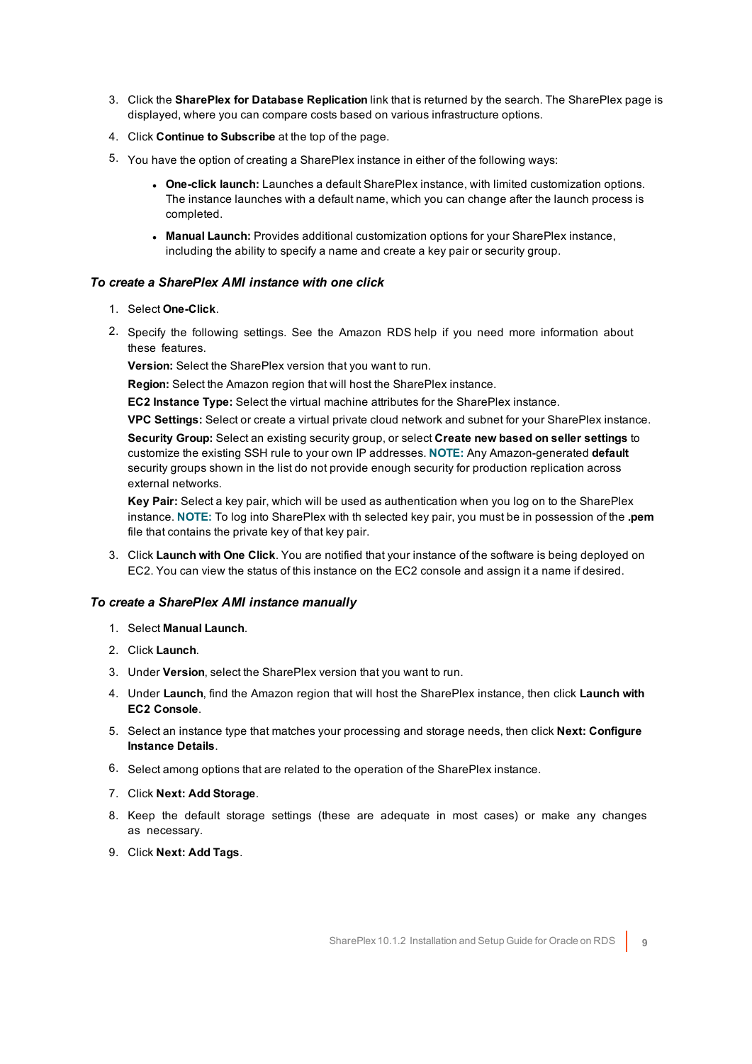3. Click the **SharePlex for Database Replication** link that is returned by the search. The SharePlex page is displayed, where you can compare costs based on various infrastructure options.
4. Click **Continue to Subscribe** at the top of the page.
5. You have the option of creating a SharePlex instance in either of the following ways:
   - **One-click launch:** Launches a default SharePlex instance, with limited customization options. The instance launches with a default name, which you can change after the launch process is completed.
   - **Manual Launch:** Provides additional customization options for your SharePlex instance, including the ability to specify a name and create a key pair or security group.

### *To create a SharePlex AMI instance with one click*

1. Select **One-Click**.
2. Specify the following settings. See the Amazon RDS help if you need more information about these features.

   **Version:** Select the SharePlex version that you want to run.

   **Region:** Select the Amazon region that will host the SharePlex instance.

   **EC2 Instance Type:** Select the virtual machine attributes for the SharePlex instance.

   **VPC Settings:** Select or create a virtual private cloud network and subnet for your SharePlex instance.

   **Security Group:** Select an existing security group, or select **Create new based on seller settings** to customize the existing SSH rule to your own IP addresses. **NOTE:** Any Amazon-generated **default** security groups shown in the list do not provide enough security for production replication across external networks.

   **Key Pair:** Select a key pair, which will be used as authentication when you log on to the SharePlex instance. **NOTE:** To log into SharePlex with th selected key pair, you must be in possession of the **.pem** file that contains the private key of that key pair.
3. Click **Launch with One Click**. You are notified that your instance of the software is being deployed on EC2. You can view the status of this instance on the EC2 console and assign it a name if desired.

### *To create a SharePlex AMI instance manually*

1. Select **Manual Launch**.
2. Click **Launch**.
3. Under **Version**, select the SharePlex version that you want to run.
4. Under **Launch**, find the Amazon region that will host the SharePlex instance, then click **Launch with EC2 Console**.
5. Select an instance type that matches your processing and storage needs, then click **Next: Configure Instance Details**.
6. Select among options that are related to the operation of the SharePlex instance.
7. Click **Next: Add Storage**.
8. Keep the default storage settings (these are adequate in most cases) or make any changes as necessary.
9. Click **Next: Add Tags**.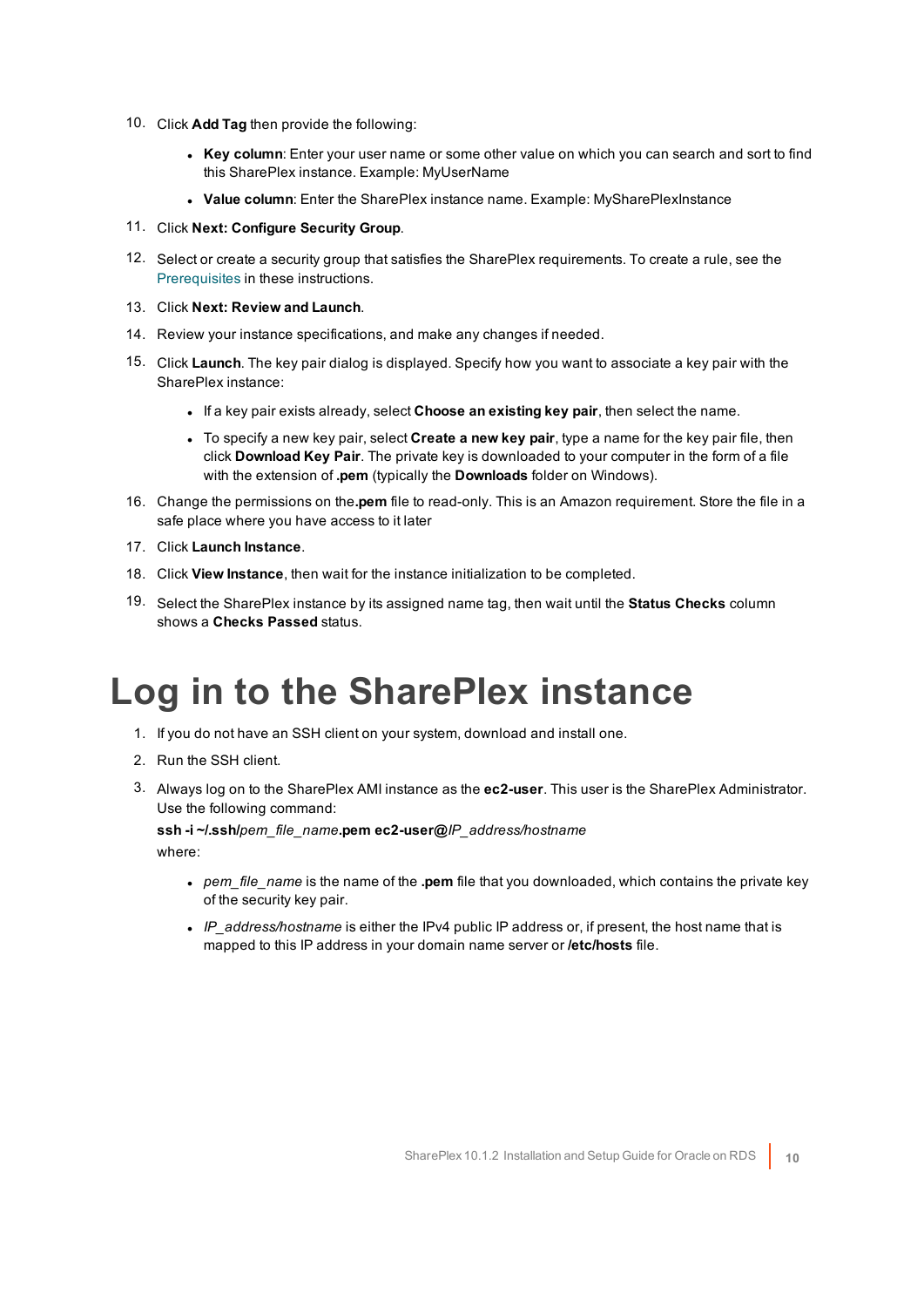10. Click **Add Tag** then provide the following:

    - **Key column**: Enter your user name or some other value on which you can search and sort to find this SharePlex instance. Example: MyUserName
    - **Value column**: Enter the SharePlex instance name. Example: MySharePlexInstance

11. Click **Next: Configure Security Group**.
12. Select or create a security group that satisfies the SharePlex requirements. To create a rule, see the Prerequisites in these instructions.
13. Click **Next: Review and Launch**.
14. Review your instance specifications, and make any changes if needed.
15. Click **Launch**. The key pair dialog is displayed. Specify how you want to associate a key pair with the SharePlex instance:

    - If a key pair exists already, select **Choose an existing key pair**, then select the name.
    - To specify a new key pair, select **Create a new key pair**, type a name for the key pair file, then click **Download Key Pair**. The private key is downloaded to your computer in the form of a file with the extension of **.pem** (typically the **Downloads** folder on Windows).

16. Change the permissions on the**.pem** file to read-only. This is an Amazon requirement. Store the file in a safe place where you have access to it later
17. Click **Launch Instance**.
18. Click **View Instance**, then wait for the instance initialization to be completed.
19. Select the SharePlex instance by its assigned name tag, then wait until the **Status Checks** column shows a **Checks Passed** status.

# Log in to the SharePlex instance

1. If you do not have an SSH client on your system, download and install one.
2. Run the SSH client.
3. Always log on to the SharePlex AMI instance as the **ec2-user**. This user is the SharePlex Administrator. Use the following command:

   **ssh -i ~/.ssh/***pem_file_name***.pem ec2-user@***IP_address/hostname*

   where:

    - *pem_file_name* is the name of the **.pem** file that you downloaded, which contains the private key of the security key pair.
    - *IP_address/hostname* is either the IPv4 public IP address or, if present, the host name that is mapped to this IP address in your domain name server or **/etc/hosts** file.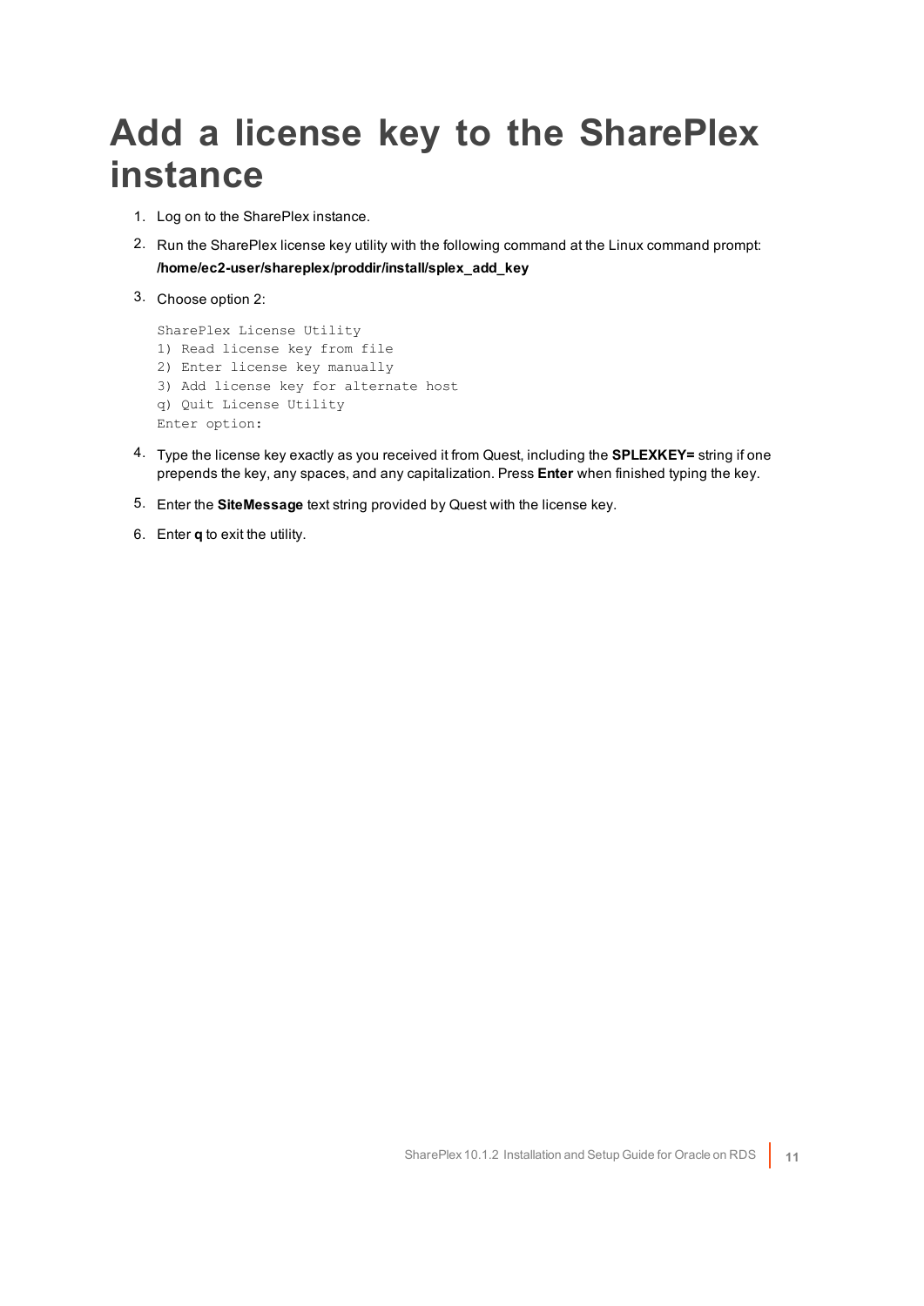# Add a license key to the SharePlex instance

1. Log on to the SharePlex instance.
2. Run the SharePlex license key utility with the following command at the Linux command prompt: **/home/ec2-user/shareplex/proddir/install/splex_add_key**
3. Choose option 2:

   ```
   SharePlex License Utility
   1) Read license key from file
   2) Enter license key manually
   3) Add license key for alternate host
   q) Quit License Utility
   Enter option:
   ```

4. Type the license key exactly as you received it from Quest, including the **SPLEXKEY=** string if one prepends the key, any spaces, and any capitalization. Press **Enter** when finished typing the key.
5. Enter the **SiteMessage** text string provided by Quest with the license key.
6. Enter **q** to exit the utility.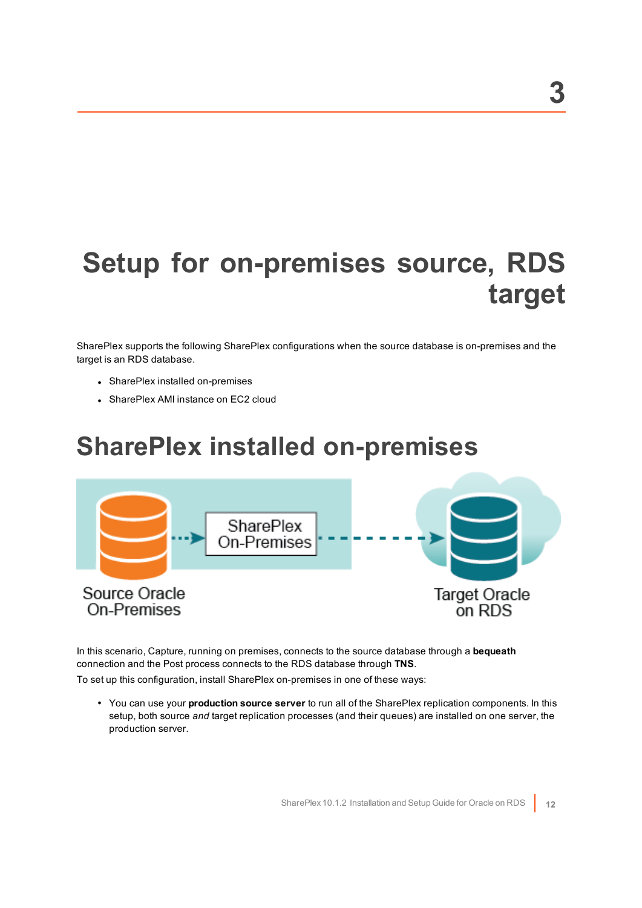# 3

# Setup for on-premises source, RDS target

SharePlex supports the following SharePlex configurations when the source database is on-premises and the target is an RDS database.

- SharePlex installed on-premises
- SharePlex AMI instance on EC2 cloud

## SharePlex installed on-premises

In this scenario, Capture, running on premises, connects to the source database through a **bequeath** connection and the Post process connects to the RDS database through **TNS**.

To set up this configuration, install SharePlex on-premises in one of these ways:

- You can use your **production source server** to run all of the SharePlex replication components. In this setup, both source *and* target replication processes (and their queues) are installed on one server, the production server.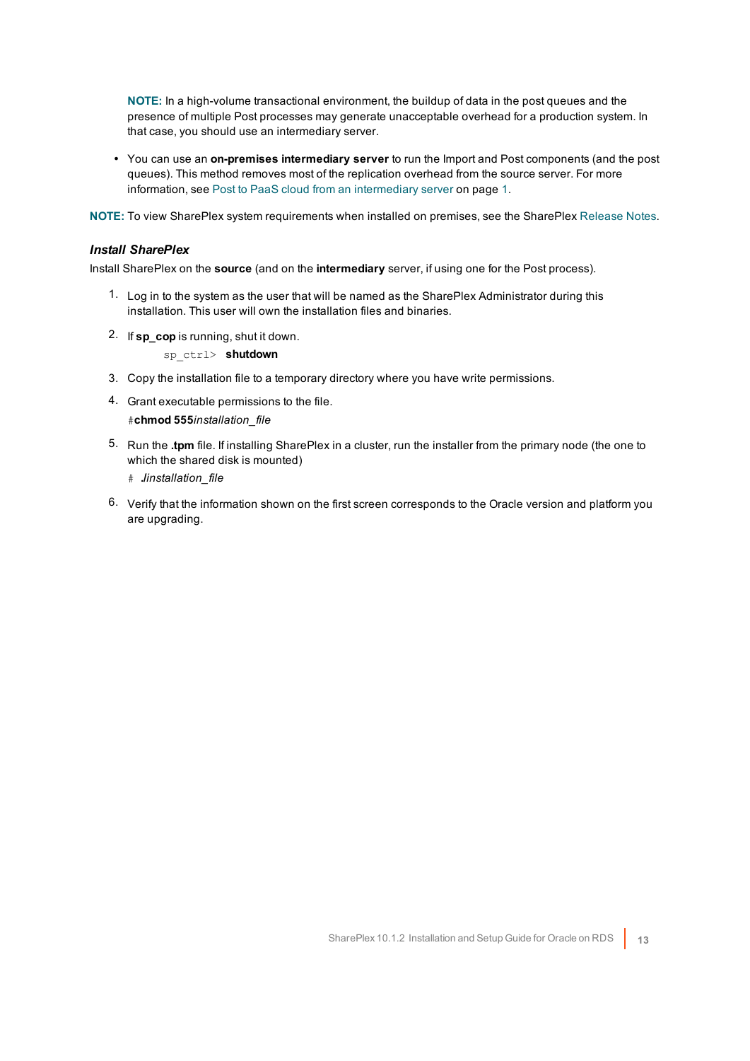**NOTE:** In a high-volume transactional environment, the buildup of data in the post queues and the presence of multiple Post processes may generate unacceptable overhead for a production system. In that case, you should use an intermediary server.

- You can use an **on-premises intermediary server** to run the Import and Post components (and the post queues). This method removes most of the replication overhead from the source server. For more information, see Post to PaaS cloud from an intermediary server on page 1.

**NOTE:** To view SharePlex system requirements when installed on premises, see the SharePlex Release Notes.

### *Install SharePlex*

Install SharePlex on the **source** (and on the **intermediary** server, if using one for the Post process).

1. Log in to the system as the user that will be named as the SharePlex Administrator during this installation. This user will own the installation files and binaries.
2. If **sp_cop** is running, shut it down.

   `sp_ctrl>` **shutdown**
3. Copy the installation file to a temporary directory where you have write permissions.
4. Grant executable permissions to the file.

   `#`**chmod 555***installation_file*
5. Run the **.tpm** file. If installing SharePlex in a cluster, run the installer from the primary node (the one to which the shared disk is mounted)

   `#` *./installation_file*
6. Verify that the information shown on the first screen corresponds to the Oracle version and platform you are upgrading.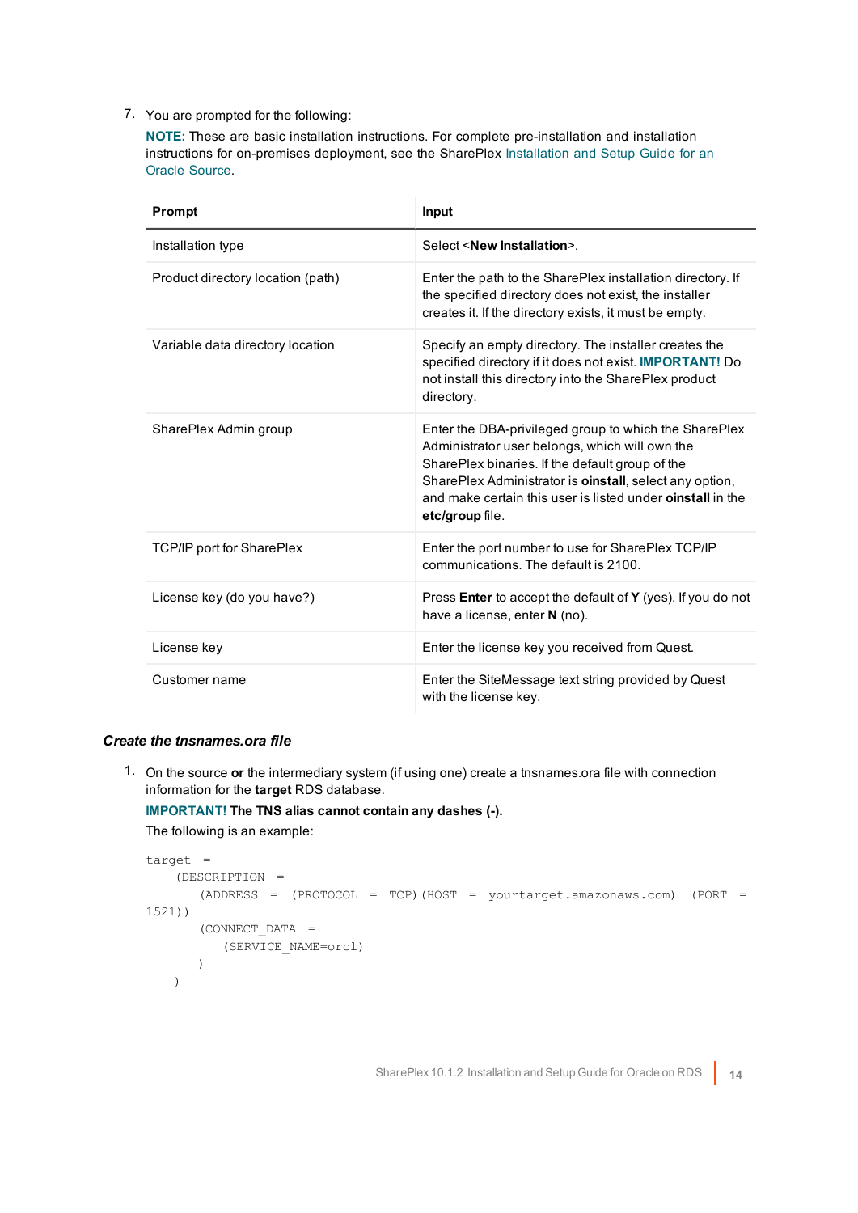7. You are prompted for the following:

   **NOTE:** These are basic installation instructions. For complete pre-installation and installation instructions for on-premises deployment, see the SharePlex Installation and Setup Guide for an Oracle Source.

| Prompt | Input |
|---|---|
| Installation type | Select <**New Installation**>. |
| Product directory location (path) | Enter the path to the SharePlex installation directory. If the specified directory does not exist, the installer creates it. If the directory exists, it must be empty. |
| Variable data directory location | Specify an empty directory. The installer creates the specified directory if it does not exist. **IMPORTANT!** Do not install this directory into the SharePlex product directory. |
| SharePlex Admin group | Enter the DBA-privileged group to which the SharePlex Administrator user belongs, which will own the SharePlex binaries. If the default group of the SharePlex Administrator is **oinstall**, select any option, and make certain this user is listed under **oinstall** in the **etc/group** file. |
| TCP/IP port for SharePlex | Enter the port number to use for SharePlex TCP/IP communications. The default is 2100. |
| License key (do you have?) | Press **Enter** to accept the default of **Y** (yes). If you do not have a license, enter **N** (no). |
| License key | Enter the license key you received from Quest. |
| Customer name | Enter the SiteMessage text string provided by Quest with the license key. |

### *Create the tnsnames.ora file*

1. On the source **or** the intermediary system (if using one) create a tnsnames.ora file with connection information for the **target** RDS database.

   **IMPORTANT! The TNS alias cannot contain any dashes (-).**

   The following is an example:

```
target =
    (DESCRIPTION =
        (ADDRESS = (PROTOCOL = TCP)(HOST = yourtarget.amazonaws.com) (PORT =
1521))
        (CONNECT_DATA =
            (SERVICE_NAME=orcl)
        )
    )
```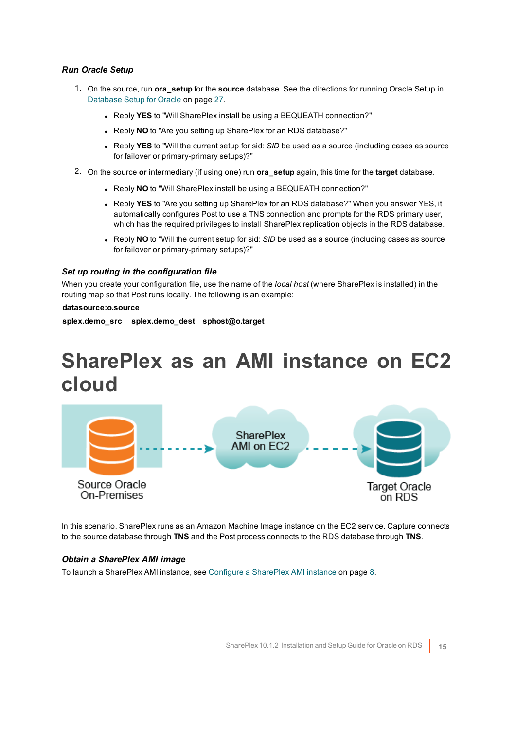#### *Run Oracle Setup*

1. On the source, run **ora_setup** for the **source** database. See the directions for running Oracle Setup in Database Setup for Oracle on page 27.
   - Reply **YES** to "Will SharePlex install be using a BEQUEATH connection?"
   - Reply **NO** to "Are you setting up SharePlex for an RDS database?"
   - Reply **YES** to "Will the current setup for sid: *SID* be used as a source (including cases as source for failover or primary-primary setups)?"
2. On the source **or** intermediary (if using one) run **ora_setup** again, this time for the **target** database.
   - Reply **NO** to "Will SharePlex install be using a BEQUEATH connection?"
   - Reply **YES** to "Are you setting up SharePlex for an RDS database?" When you answer YES, it automatically configures Post to use a TNS connection and prompts for the RDS primary user, which has the required privileges to install SharePlex replication objects in the RDS database.
   - Reply **NO** to "Will the current setup for sid: *SID* be used as a source (including cases as source for failover or primary-primary setups)?"

#### *Set up routing in the configuration file*

When you create your configuration file, use the name of the *local host* (where SharePlex is installed) in the routing map so that Post runs locally. The following is an example:

**datasource:o.source**

**splex.demo_src    splex.demo_dest    sphost@o.target**

# SharePlex as an AMI instance on EC2 cloud

Source Oracle On-Premises → SharePlex AMI on EC2 → Target Oracle on RDS

In this scenario, SharePlex runs as an Amazon Machine Image instance on the EC2 service. Capture connects to the source database through **TNS** and the Post process connects to the RDS database through **TNS**.

#### *Obtain a SharePlex AMI image*

To launch a SharePlex AMI instance, see Configure a SharePlex AMI instance on page 8.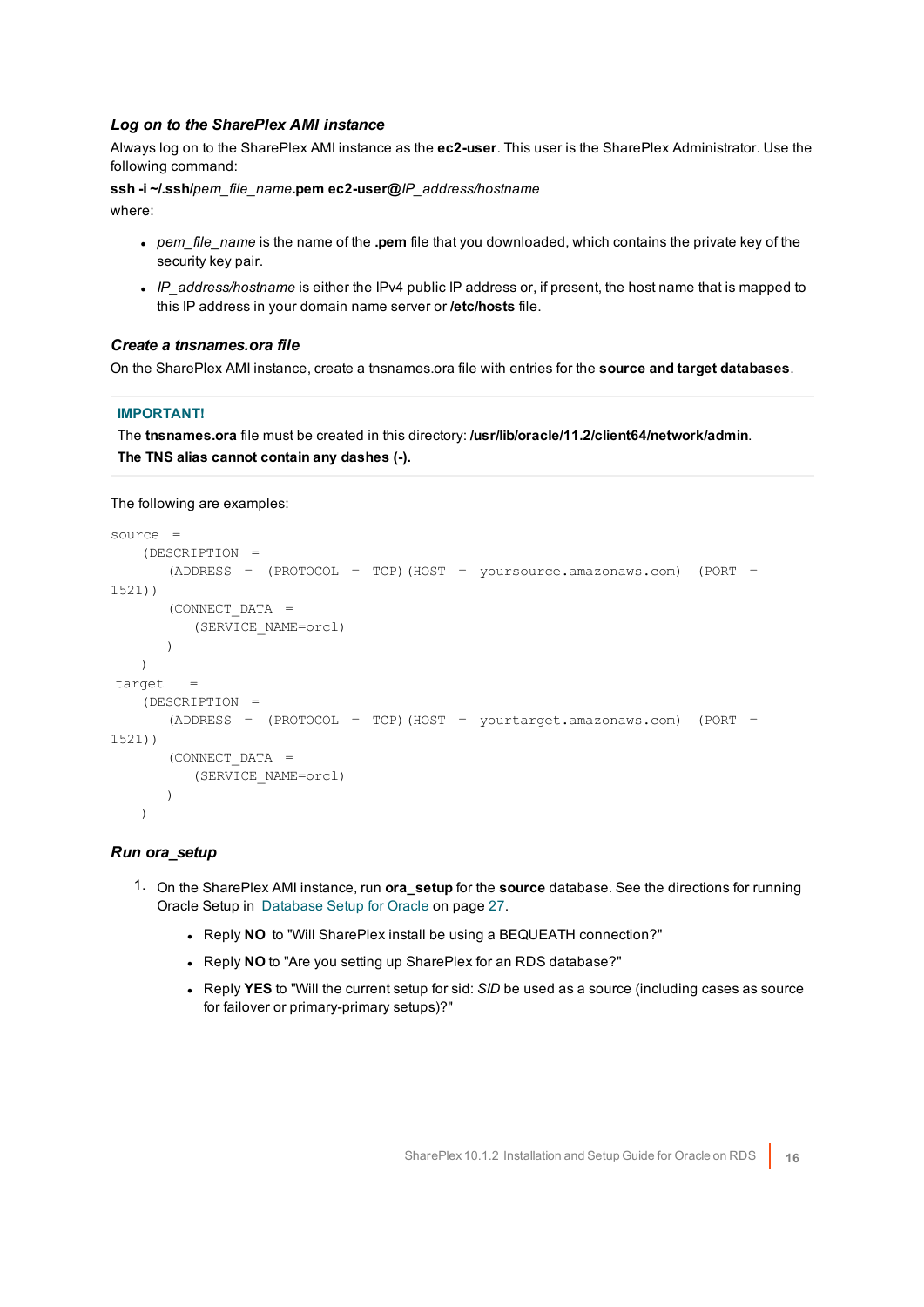### *Log on to the SharePlex AMI instance*

Always log on to the SharePlex AMI instance as the **ec2-user**. This user is the SharePlex Administrator. Use the following command:

**ssh -i ~/.ssh/***pem_file_name***.pem ec2-user@***IP_address/hostname*

where:

- *pem_file_name* is the name of the **.pem** file that you downloaded, which contains the private key of the security key pair.
- *IP_address/hostname* is either the IPv4 public IP address or, if present, the host name that is mapped to this IP address in your domain name server or **/etc/hosts** file.

### *Create a tnsnames.ora file*

On the SharePlex AMI instance, create a tnsnames.ora file with entries for the **source and target databases**.

**IMPORTANT!**

The **tnsnames.ora** file must be created in this directory: **/usr/lib/oracle/11.2/client64/network/admin**.
**The TNS alias cannot contain any dashes (-).**

The following are examples:

```
source  =
    (DESCRIPTION  =
       (ADDRESS  =  (PROTOCOL  =  TCP)(HOST  =  yoursource.amazonaws.com)  (PORT  =
1521))
       (CONNECT_DATA  =
          (SERVICE_NAME=orcl)
       )
    )
 target   =
    (DESCRIPTION  =
       (ADDRESS  =  (PROTOCOL  =  TCP)(HOST  =  yourtarget.amazonaws.com)  (PORT  =
1521))
       (CONNECT_DATA  =
          (SERVICE_NAME=orcl)
       )
    )
```

### *Run ora_setup*

1. On the SharePlex AMI instance, run **ora_setup** for the **source** database. See the directions for running Oracle Setup in Database Setup for Oracle on page 27.
   - Reply **NO** to "Will SharePlex install be using a BEQUEATH connection?"
   - Reply **NO** to "Are you setting up SharePlex for an RDS database?"
   - Reply **YES** to "Will the current setup for sid: *SID* be used as a source (including cases as source for failover or primary-primary setups)?"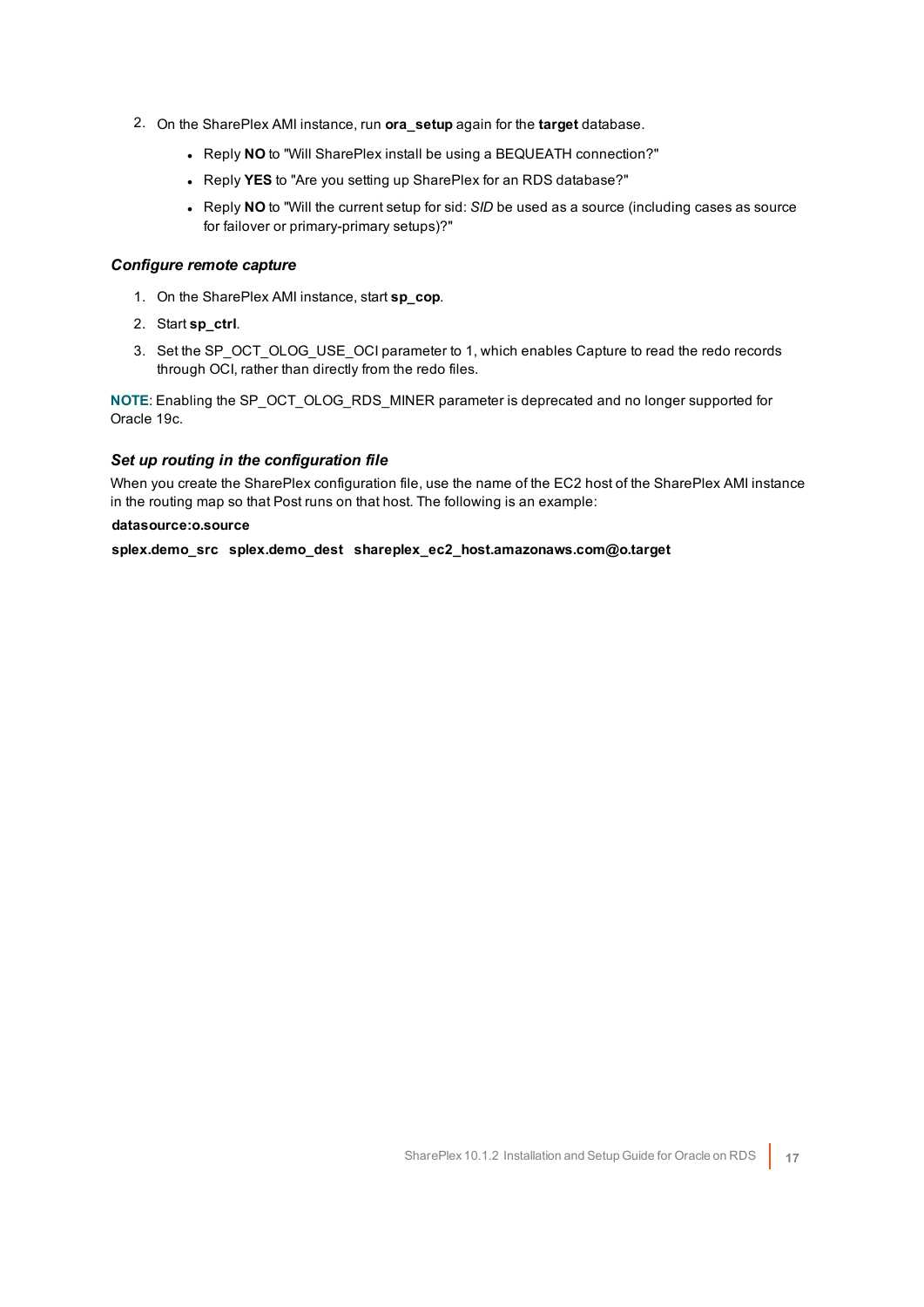2. On the SharePlex AMI instance, run **ora_setup** again for the **target** database.
   - Reply **NO** to "Will SharePlex install be using a BEQUEATH connection?"
   - Reply **YES** to "Are you setting up SharePlex for an RDS database?"
   - Reply **NO** to "Will the current setup for sid: *SID* be used as a source (including cases as source for failover or primary-primary setups)?"

### *Configure remote capture*

1. On the SharePlex AMI instance, start **sp_cop**.
2. Start **sp_ctrl**.
3. Set the SP_OCT_OLOG_USE_OCI parameter to 1, which enables Capture to read the redo records through OCI, rather than directly from the redo files.

**NOTE**: Enabling the SP_OCT_OLOG_RDS_MINER parameter is deprecated and no longer supported for Oracle 19c.

### *Set up routing in the configuration file*

When you create the SharePlex configuration file, use the name of the EC2 host of the SharePlex AMI instance in the routing map so that Post runs on that host. The following is an example:

```
datasource:o.source
splex.demo_src   splex.demo_dest   shareplex_ec2_host.amazonaws.com@o.target
```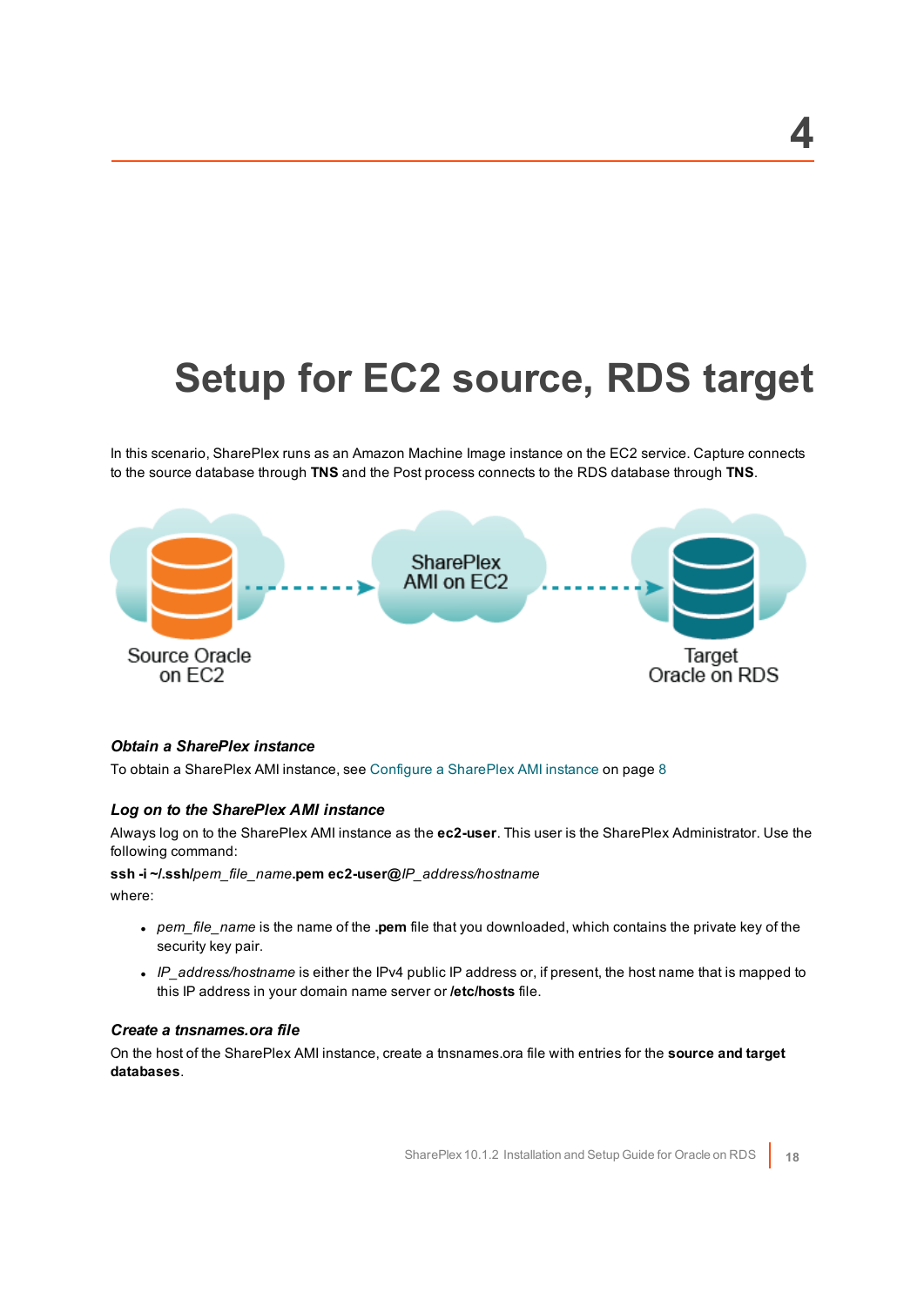# 4

# Setup for EC2 source, RDS target

In this scenario, SharePlex runs as an Amazon Machine Image instance on the EC2 service. Capture connects to the source database through **TNS** and the Post process connects to the RDS database through **TNS**.

Source Oracle on EC2

SharePlex AMI on EC2

Target Oracle on RDS

### *Obtain a SharePlex instance*

To obtain a SharePlex AMI instance, see Configure a SharePlex AMI instance on page 8

### *Log on to the SharePlex AMI instance*

Always log on to the SharePlex AMI instance as the **ec2-user**. This user is the SharePlex Administrator. Use the following command:

**ssh -i ~/.ssh/***pem_file_name***.pem ec2-user@***IP_address/hostname*

where:

- *pem_file_name* is the name of the **.pem** file that you downloaded, which contains the private key of the security key pair.
- *IP_address/hostname* is either the IPv4 public IP address or, if present, the host name that is mapped to this IP address in your domain name server or **/etc/hosts** file.

### *Create a tnsnames.ora file*

On the host of the SharePlex AMI instance, create a tnsnames.ora file with entries for the **source and target databases**.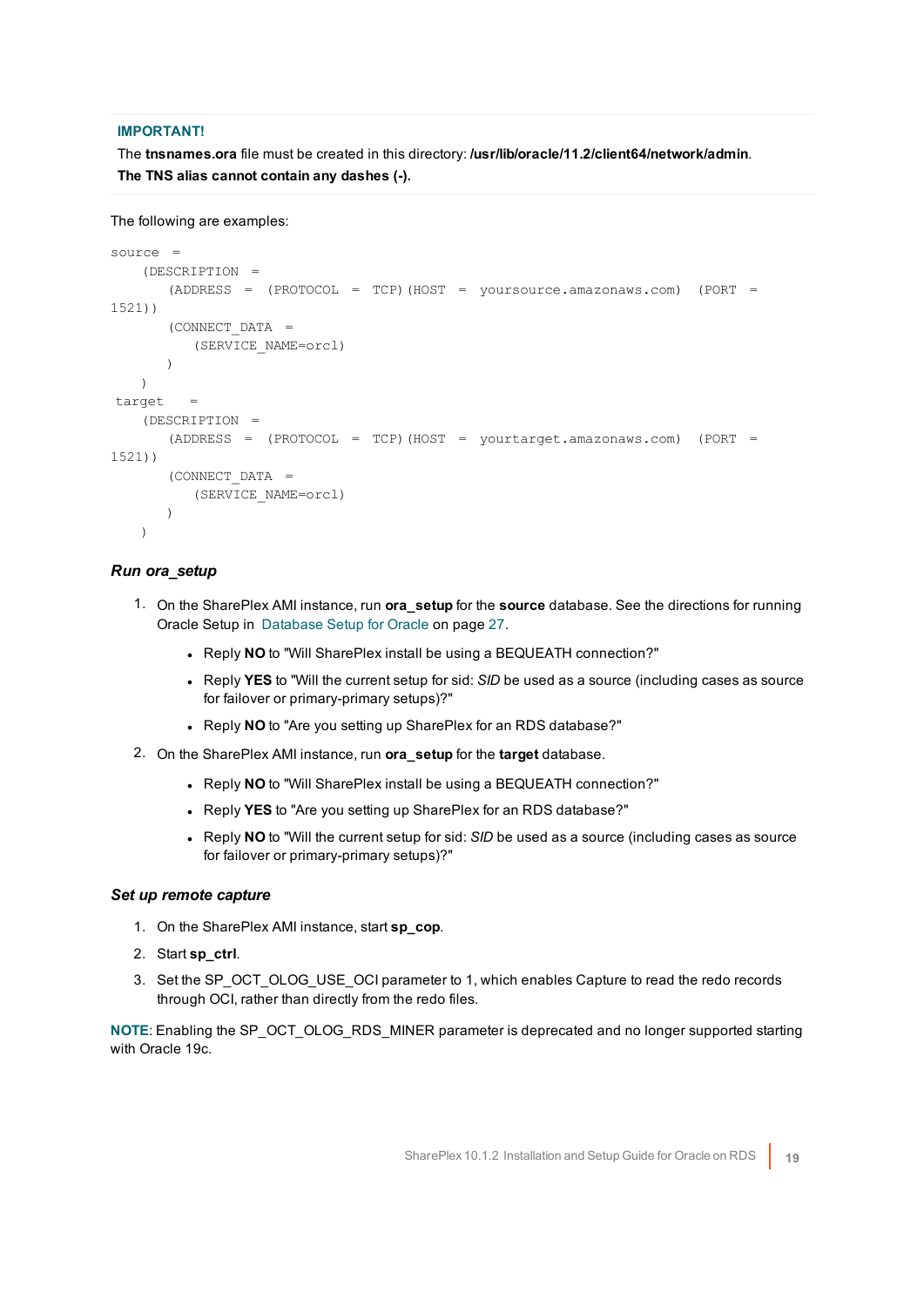**IMPORTANT!**

The **tnsnames.ora** file must be created in this directory: **/usr/lib/oracle/11.2/client64/network/admin**.
**The TNS alias cannot contain any dashes (-).**

The following are examples:

```
source  =
    (DESCRIPTION  =
       (ADDRESS  =  (PROTOCOL  =  TCP)(HOST  =  yoursource.amazonaws.com)  (PORT  =
1521))
       (CONNECT_DATA  =
          (SERVICE_NAME=orcl)
       )
    )
 target   =
    (DESCRIPTION  =
       (ADDRESS  =  (PROTOCOL  =  TCP)(HOST  =  yourtarget.amazonaws.com)  (PORT  =
1521))
       (CONNECT_DATA  =
          (SERVICE_NAME=orcl)
       )
    )
```

### *Run ora_setup*

1. On the SharePlex AMI instance, run **ora_setup** for the **source** database. See the directions for running Oracle Setup in Database Setup for Oracle on page 27.
   - Reply **NO** to "Will SharePlex install be using a BEQUEATH connection?"
   - Reply **YES** to "Will the current setup for sid: *SID* be used as a source (including cases as source for failover or primary-primary setups)?"
   - Reply **NO** to "Are you setting up SharePlex for an RDS database?"
2. On the SharePlex AMI instance, run **ora_setup** for the **target** database.
   - Reply **NO** to "Will SharePlex install be using a BEQUEATH connection?"
   - Reply **YES** to "Are you setting up SharePlex for an RDS database?"
   - Reply **NO** to "Will the current setup for sid: *SID* be used as a source (including cases as source for failover or primary-primary setups)?"

### *Set up remote capture*

1. On the SharePlex AMI instance, start **sp_cop**.
2. Start **sp_ctrl**.
3. Set the SP_OCT_OLOG_USE_OCI parameter to 1, which enables Capture to read the redo records through OCI, rather than directly from the redo files.

**NOTE**: Enabling the SP_OCT_OLOG_RDS_MINER parameter is deprecated and no longer supported starting with Oracle 19c.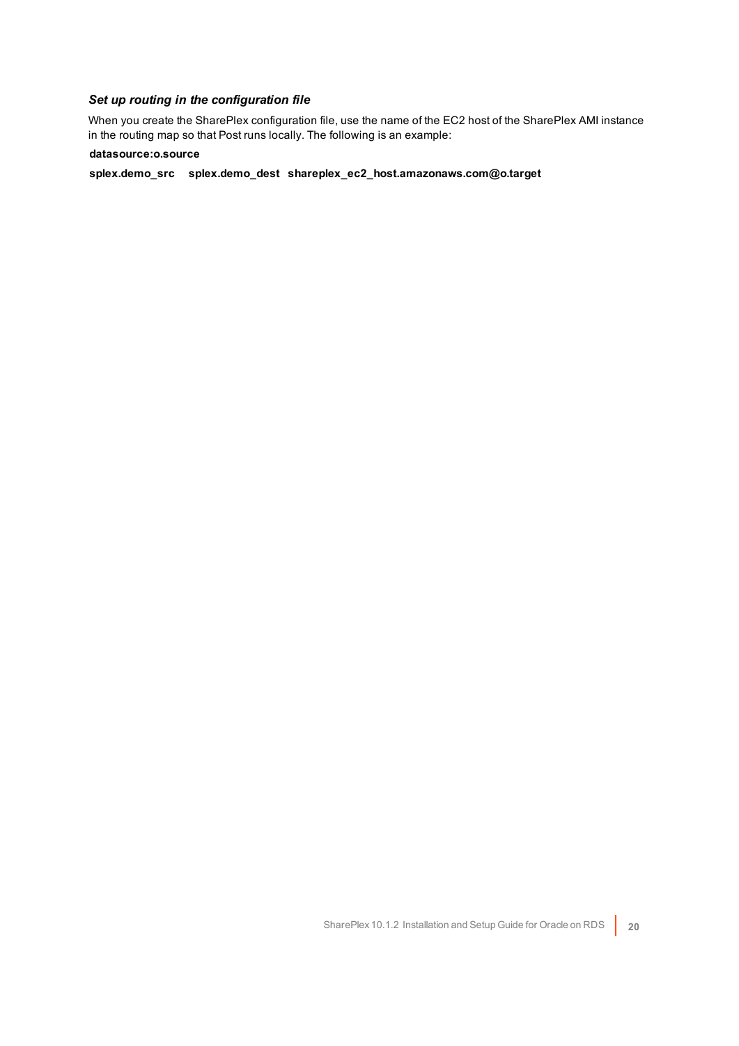### *Set up routing in the configuration file*

When you create the SharePlex configuration file, use the name of the EC2 host of the SharePlex AMI instance in the routing map so that Post runs locally. The following is an example:

```
datasource:o.source

splex.demo_src    splex.demo_dest   shareplex_ec2_host.amazonaws.com@o.target
```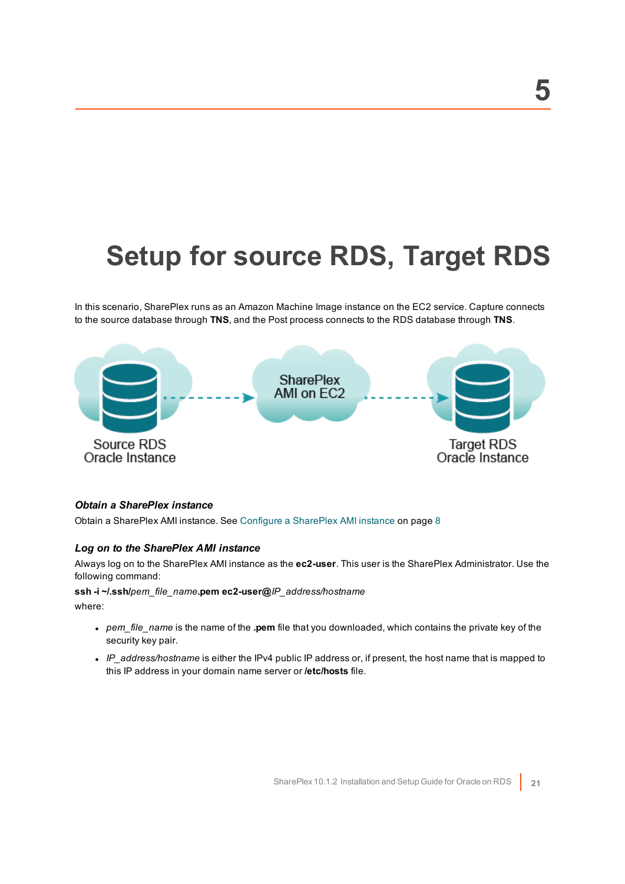5

# Setup for source RDS, Target RDS

In this scenario, SharePlex runs as an Amazon Machine Image instance on the EC2 service. Capture connects to the source database through **TNS**, and the Post process connects to the RDS database through **TNS**.

Source RDS Oracle Instance → SharePlex AMI on EC2 → Target RDS Oracle Instance

#### *Obtain a SharePlex instance*

Obtain a SharePlex AMI instance. See Configure a SharePlex AMI instance on page 8

#### *Log on to the SharePlex AMI instance*

Always log on to the SharePlex AMI instance as the **ec2-user**. This user is the SharePlex Administrator. Use the following command:

**ssh -i ~/.ssh/***pem_file_name***.pem ec2-user@***IP_address/hostname*

where:

- *pem_file_name* is the name of the **.pem** file that you downloaded, which contains the private key of the security key pair.
- *IP_address/hostname* is either the IPv4 public IP address or, if present, the host name that is mapped to this IP address in your domain name server or **/etc/hosts** file.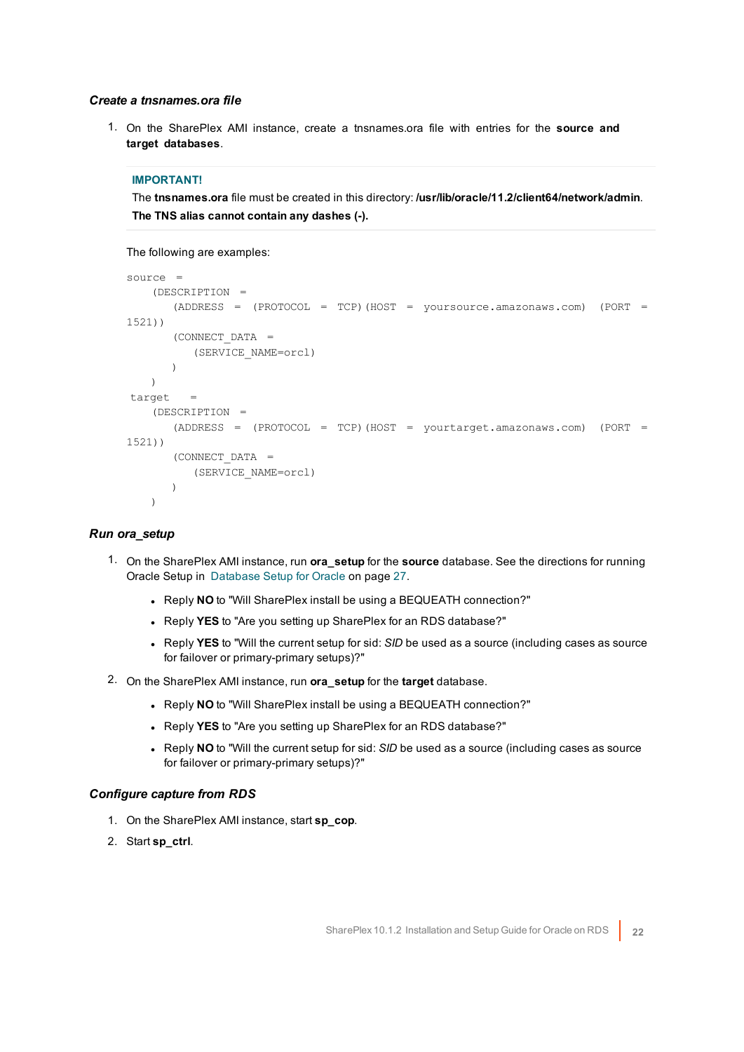### *Create a tnsnames.ora file*

1. On the SharePlex AMI instance, create a tnsnames.ora file with entries for the **source and target databases**.

> **IMPORTANT!**
>
> The **tnsnames.ora** file must be created in this directory: **/usr/lib/oracle/11.2/client64/network/admin**.
>
> **The TNS alias cannot contain any dashes (-).**

The following are examples:

```
source  =
    (DESCRIPTION  =
       (ADDRESS  =  (PROTOCOL  =  TCP)(HOST  =  yoursource.amazonaws.com)  (PORT  =
1521))
       (CONNECT_DATA  =
          (SERVICE_NAME=orcl)
       )
    )
 target   =
    (DESCRIPTION  =
       (ADDRESS  =  (PROTOCOL  =  TCP)(HOST  =  yourtarget.amazonaws.com)  (PORT  =
1521))
       (CONNECT_DATA  =
          (SERVICE_NAME=orcl)
       )
    )
```

### *Run ora_setup*

1. On the SharePlex AMI instance, run **ora_setup** for the **source** database. See the directions for running Oracle Setup in Database Setup for Oracle on page 27.
   - Reply **NO** to "Will SharePlex install be using a BEQUEATH connection?"
   - Reply **YES** to "Are you setting up SharePlex for an RDS database?"
   - Reply **YES** to "Will the current setup for sid: *SID* be used as a source (including cases as source for failover or primary-primary setups)?"
2. On the SharePlex AMI instance, run **ora_setup** for the **target** database.
   - Reply **NO** to "Will SharePlex install be using a BEQUEATH connection?"
   - Reply **YES** to "Are you setting up SharePlex for an RDS database?"
   - Reply **NO** to "Will the current setup for sid: *SID* be used as a source (including cases as source for failover or primary-primary setups)?"

### *Configure capture from RDS*

1. On the SharePlex AMI instance, start **sp_cop**.
2. Start **sp_ctrl**.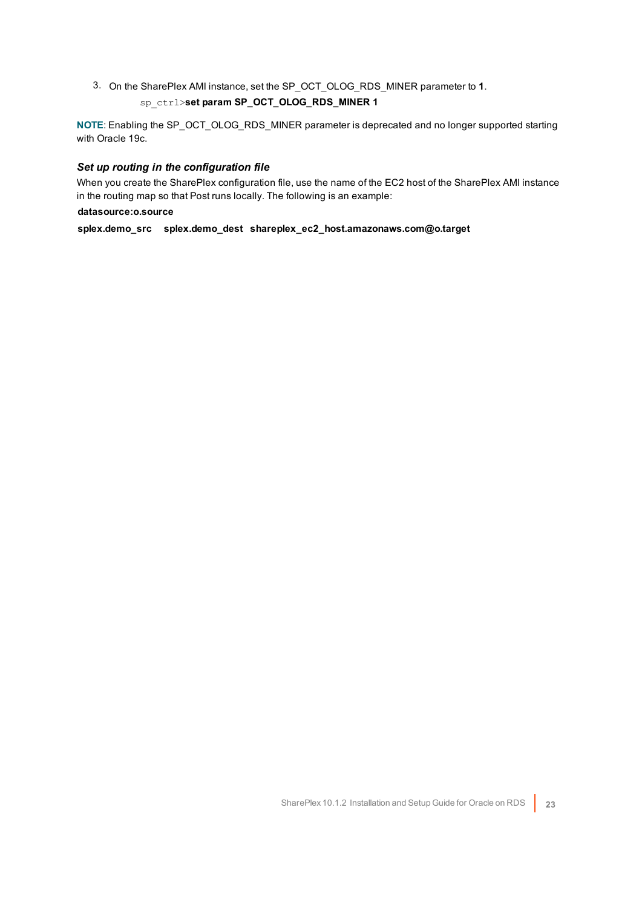3. On the SharePlex AMI instance, set the SP_OCT_OLOG_RDS_MINER parameter to **1**.

   ```
   sp_ctrl>set param SP_OCT_OLOG_RDS_MINER 1
   ```

**NOTE**: Enabling the SP_OCT_OLOG_RDS_MINER parameter is deprecated and no longer supported starting with Oracle 19c.

### *Set up routing in the configuration file*

When you create the SharePlex configuration file, use the name of the EC2 host of the SharePlex AMI instance in the routing map so that Post runs locally. The following is an example:

```
datasource:o.source
splex.demo_src    splex.demo_dest   shareplex_ec2_host.amazonaws.com@o.target
```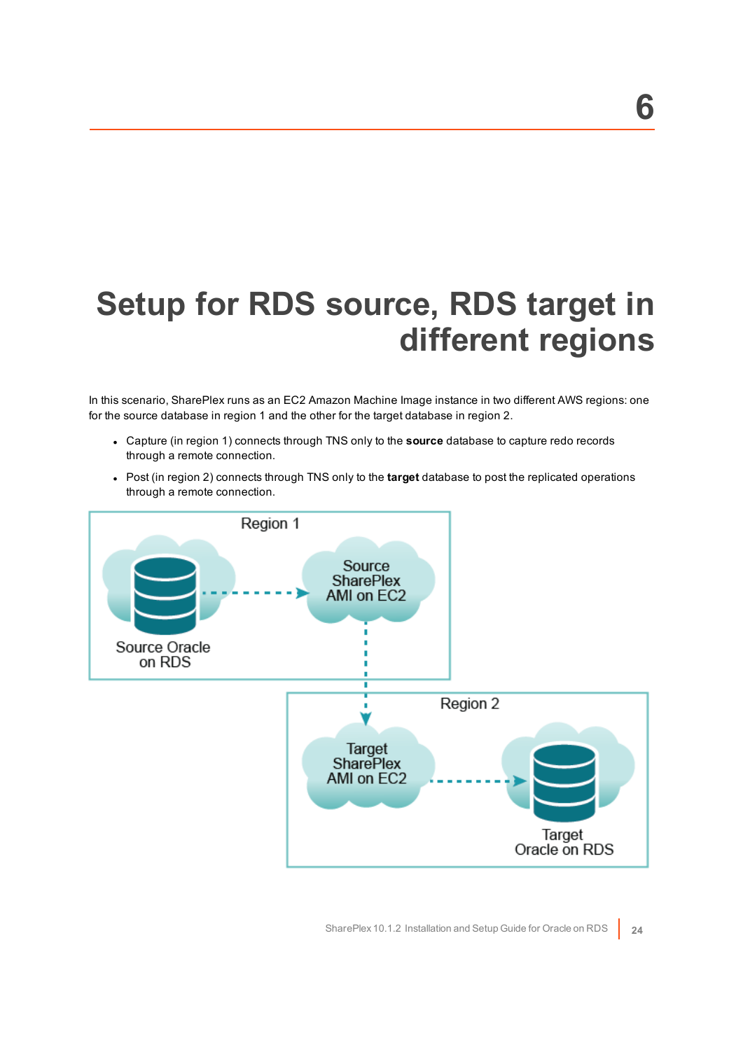# 6

# Setup for RDS source, RDS target in different regions

In this scenario, SharePlex runs as an EC2 Amazon Machine Image instance in two different AWS regions: one for the source database in region 1 and the other for the target database in region 2.

- Capture (in region 1) connects through TNS only to the **source** database to capture redo records through a remote connection.
- Post (in region 2) connects through TNS only to the **target** database to post the replicated operations through a remote connection.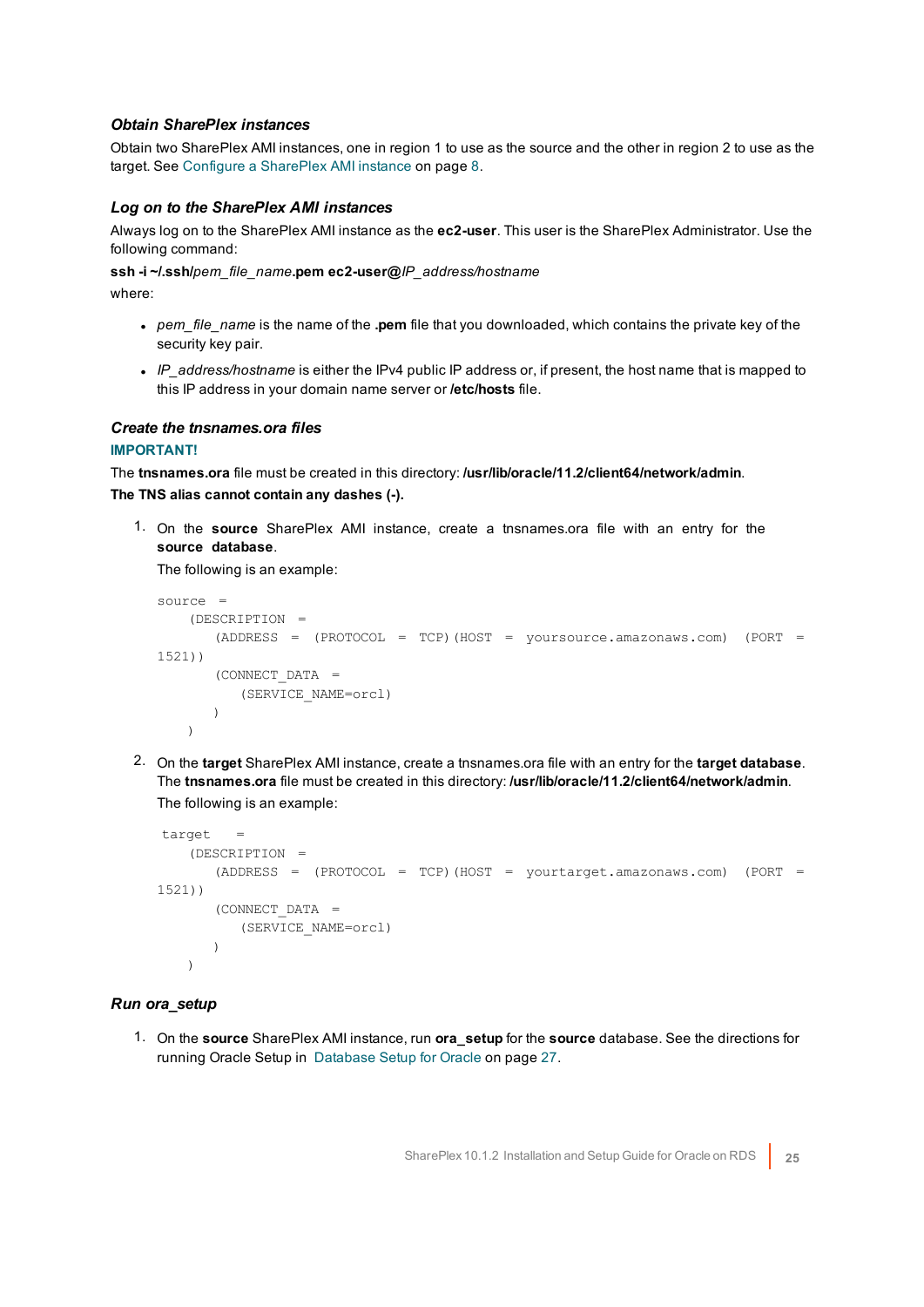### *Obtain SharePlex instances*

Obtain two SharePlex AMI instances, one in region 1 to use as the source and the other in region 2 to use as the target. See Configure a SharePlex AMI instance on page 8.

### *Log on to the SharePlex AMI instances*

Always log on to the SharePlex AMI instance as the **ec2-user**. This user is the SharePlex Administrator. Use the following command:

**ssh -i ~/.ssh/***pem_file_name***.pem ec2-user@***IP_address/hostname*

where:

- *pem_file_name* is the name of the **.pem** file that you downloaded, which contains the private key of the security key pair.
- *IP_address/hostname* is either the IPv4 public IP address or, if present, the host name that is mapped to this IP address in your domain name server or **/etc/hosts** file.

### *Create the tnsnames.ora files*

**IMPORTANT!**

The **tnsnames.ora** file must be created in this directory: **/usr/lib/oracle/11.2/client64/network/admin**.

**The TNS alias cannot contain any dashes (-).**

1. On the **source** SharePlex AMI instance, create a tnsnames.ora file with an entry for the **source database**.

   The following is an example:

   ```
   source  =
       (DESCRIPTION  =
           (ADDRESS  =  (PROTOCOL  =  TCP)(HOST  =  yoursource.amazonaws.com)  (PORT  =
   1521))
           (CONNECT_DATA  =
               (SERVICE_NAME=orcl)
           )
       )
   ```

2. On the **target** SharePlex AMI instance, create a tnsnames.ora file with an entry for the **target database**. The **tnsnames.ora** file must be created in this directory: **/usr/lib/oracle/11.2/client64/network/admin**.

   The following is an example:

   ```
    target   =
       (DESCRIPTION  =
           (ADDRESS  =  (PROTOCOL  =  TCP)(HOST  =  yourtarget.amazonaws.com)  (PORT  =
   1521))
           (CONNECT_DATA  =
               (SERVICE_NAME=orcl)
           )
       )
   ```

### *Run ora_setup*

1. On the **source** SharePlex AMI instance, run **ora_setup** for the **source** database. See the directions for running Oracle Setup in Database Setup for Oracle on page 27.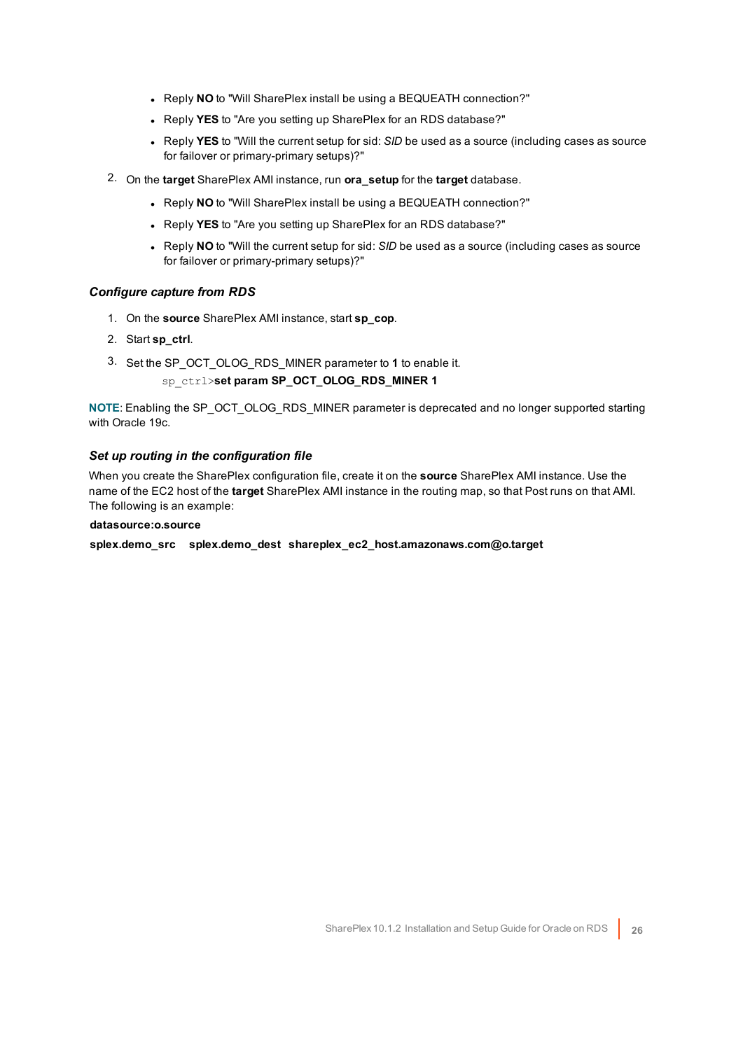- Reply **NO** to "Will SharePlex install be using a BEQUEATH connection?"
- Reply **YES** to "Are you setting up SharePlex for an RDS database?"
- Reply **YES** to "Will the current setup for sid: *SID* be used as a source (including cases as source for failover or primary-primary setups)?"

2. On the **target** SharePlex AMI instance, run **ora_setup** for the **target** database.
   - Reply **NO** to "Will SharePlex install be using a BEQUEATH connection?"
   - Reply **YES** to "Are you setting up SharePlex for an RDS database?"
   - Reply **NO** to "Will the current setup for sid: *SID* be used as a source (including cases as source for failover or primary-primary setups)?"

### *Configure capture from RDS*

1. On the **source** SharePlex AMI instance, start **sp_cop**.
2. Start **sp_ctrl**.
3. Set the SP_OCT_OLOG_RDS_MINER parameter to **1** to enable it.

   `sp_ctrl>`**set param SP_OCT_OLOG_RDS_MINER 1**

**NOTE**: Enabling the SP_OCT_OLOG_RDS_MINER parameter is deprecated and no longer supported starting with Oracle 19c.

### *Set up routing in the configuration file*

When you create the SharePlex configuration file, create it on the **source** SharePlex AMI instance. Use the name of the EC2 host of the **target** SharePlex AMI instance in the routing map, so that Post runs on that AMI. The following is an example:

```
datasource:o.source
splex.demo_src    splex.demo_dest  shareplex_ec2_host.amazonaws.com@o.target
```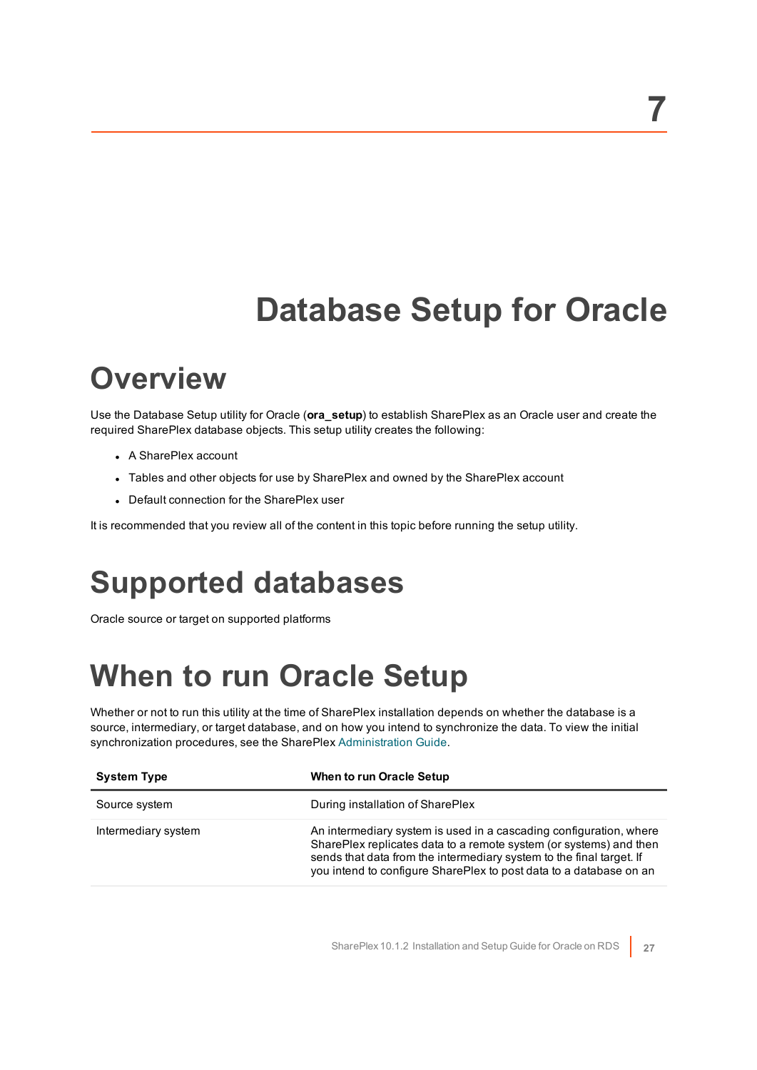# 7

# Database Setup for Oracle

## Overview

Use the Database Setup utility for Oracle (**ora_setup**) to establish SharePlex as an Oracle user and create the required SharePlex database objects. This setup utility creates the following:

- A SharePlex account
- Tables and other objects for use by SharePlex and owned by the SharePlex account
- Default connection for the SharePlex user

It is recommended that you review all of the content in this topic before running the setup utility.

## Supported databases

Oracle source or target on supported platforms

## When to run Oracle Setup

Whether or not to run this utility at the time of SharePlex installation depends on whether the database is a source, intermediary, or target database, and on how you intend to synchronize the data. To view the initial synchronization procedures, see the SharePlex Administration Guide.

| System Type | When to run Oracle Setup |
| --- | --- |
| Source system | During installation of SharePlex |
| Intermediary system | An intermediary system is used in a cascading configuration, where SharePlex replicates data to a remote system (or systems) and then sends that data from the intermediary system to the final target. If you intend to configure SharePlex to post data to a database on an |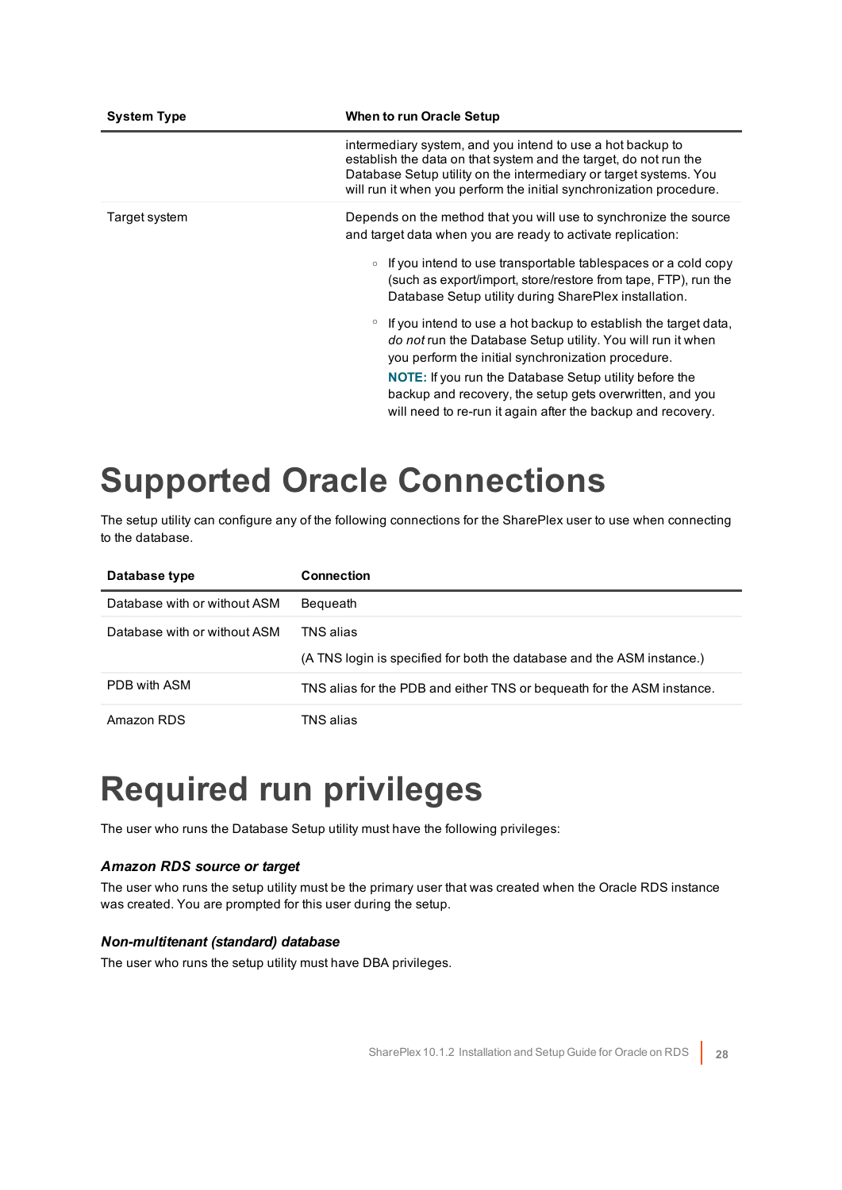| System Type | When to run Oracle Setup |
| --- | --- |
| | intermediary system, and you intend to use a hot backup to establish the data on that system and the target, do not run the Database Setup utility on the intermediary or target systems. You will run it when you perform the initial synchronization procedure. |
| Target system | Depends on the method that you will use to synchronize the source and target data when you are ready to activate replication:<br>◦ If you intend to use transportable tablespaces or a cold copy (such as export/import, store/restore from tape, FTP), run the Database Setup utility during SharePlex installation.<br>◦ If you intend to use a hot backup to establish the target data, *do not* run the Database Setup utility. You will run it when you perform the initial synchronization procedure.<br>**NOTE:** If you run the Database Setup utility before the backup and recovery, the setup gets overwritten, and you will need to re-run it again after the backup and recovery. |

# Supported Oracle Connections

The setup utility can configure any of the following connections for the SharePlex user to use when connecting to the database.

| Database type | Connection |
| --- | --- |
| Database with or without ASM | Bequeath |
| Database with or without ASM | TNS alias<br>(A TNS login is specified for both the database and the ASM instance.) |
| PDB with ASM | TNS alias for the PDB and either TNS or bequeath for the ASM instance. |
| Amazon RDS | TNS alias |

# Required run privileges

The user who runs the Database Setup utility must have the following privileges:

### *Amazon RDS source or target*

The user who runs the setup utility must be the primary user that was created when the Oracle RDS instance was created. You are prompted for this user during the setup.

### *Non-multitenant (standard) database*

The user who runs the setup utility must have DBA privileges.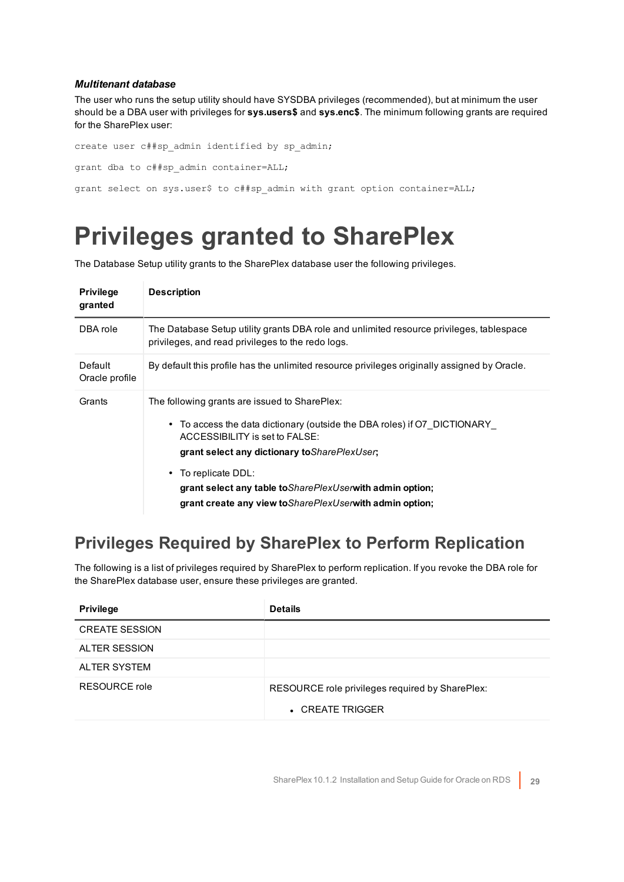#### *Multitenant database*

The user who runs the setup utility should have SYSDBA privileges (recommended), but at minimum the user should be a DBA user with privileges for **sys.users$** and **sys.enc$**. The minimum following grants are required for the SharePlex user:

```
create user c##sp_admin identified by sp_admin;

grant dba to c##sp_admin container=ALL;

grant select on sys.user$ to c##sp_admin with grant option container=ALL;
```

# Privileges granted to SharePlex

The Database Setup utility grants to the SharePlex database user the following privileges.

| Privilege granted | Description |
|---|---|
| DBA role | The Database Setup utility grants DBA role and unlimited resource privileges, tablespace privileges, and read privileges to the redo logs. |
| Default Oracle profile | By default this profile has the unlimited resource privileges originally assigned by Oracle. |
| Grants | The following grants are issued to SharePlex:<br>• To access the data dictionary (outside the DBA roles) if O7_DICTIONARY_ ACCESSIBILITY is set to FALSE:<br>**grant select any dictionary to***SharePlexUser*;<br>• To replicate DDL:<br>**grant select any table to***SharePlexUser***with admin option;**<br>**grant create any view to***SharePlexUser***with admin option;** |

## Privileges Required by SharePlex to Perform Replication

The following is a list of privileges required by SharePlex to perform replication. If you revoke the DBA role for the SharePlex database user, ensure these privileges are granted.

| Privilege | Details |
|---|---|
| CREATE SESSION | |
| ALTER SESSION | |
| ALTER SYSTEM | |
| RESOURCE role | RESOURCE role privileges required by SharePlex:<br>• CREATE TRIGGER |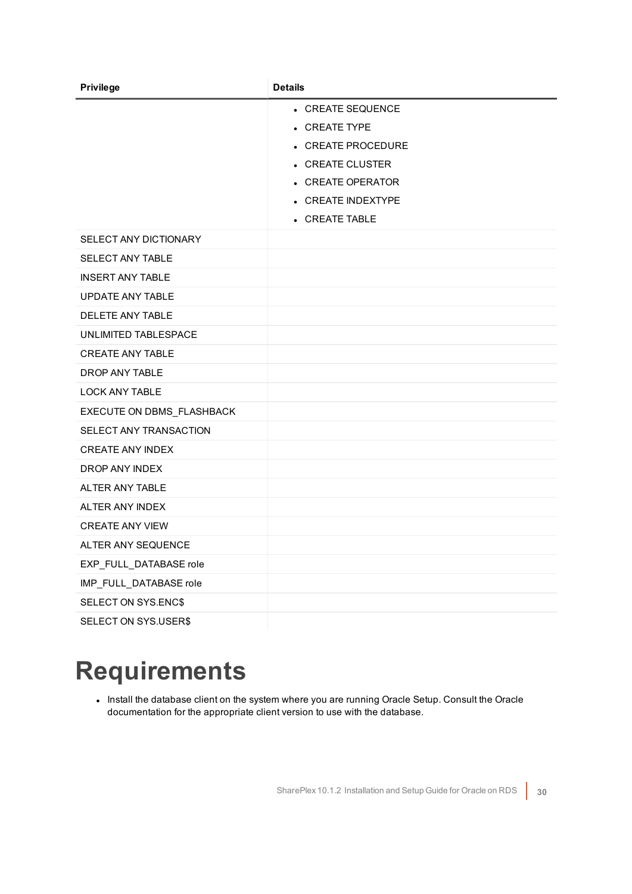| Privilege | Details |
| --- | --- |
| | • CREATE SEQUENCE<br>• CREATE TYPE<br>• CREATE PROCEDURE<br>• CREATE CLUSTER<br>• CREATE OPERATOR<br>• CREATE INDEXTYPE<br>• CREATE TABLE |
| SELECT ANY DICTIONARY | |
| SELECT ANY TABLE | |
| INSERT ANY TABLE | |
| UPDATE ANY TABLE | |
| DELETE ANY TABLE | |
| UNLIMITED TABLESPACE | |
| CREATE ANY TABLE | |
| DROP ANY TABLE | |
| LOCK ANY TABLE | |
| EXECUTE ON DBMS_FLASHBACK | |
| SELECT ANY TRANSACTION | |
| CREATE ANY INDEX | |
| DROP ANY INDEX | |
| ALTER ANY TABLE | |
| ALTER ANY INDEX | |
| CREATE ANY VIEW | |
| ALTER ANY SEQUENCE | |
| EXP_FULL_DATABASE role | |
| IMP_FULL_DATABASE role | |
| SELECT ON SYS.ENC$ | |
| SELECT ON SYS.USER$ | |

# Requirements

- Install the database client on the system where you are running Oracle Setup. Consult the Oracle documentation for the appropriate client version to use with the database.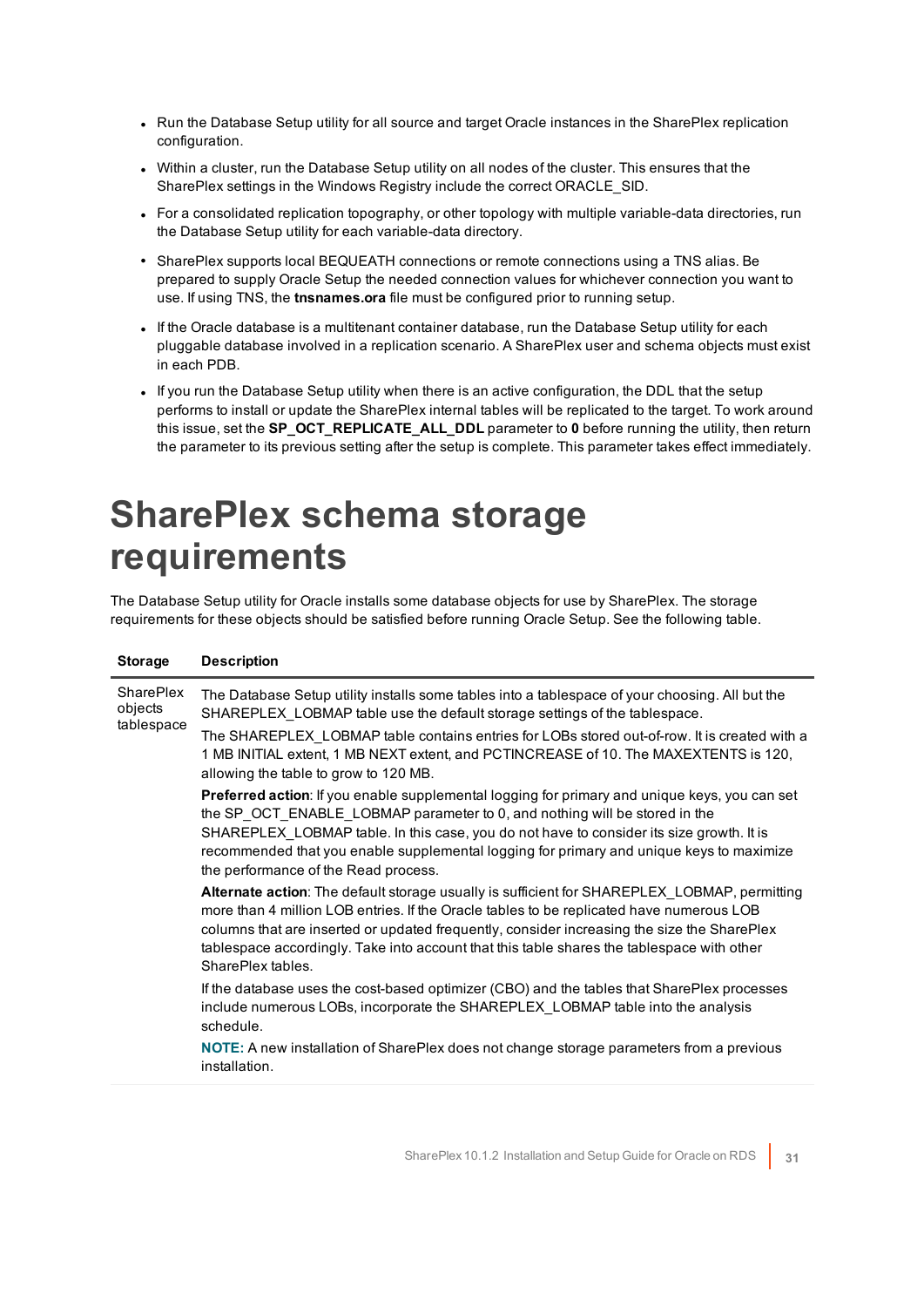- Run the Database Setup utility for all source and target Oracle instances in the SharePlex replication configuration.
- Within a cluster, run the Database Setup utility on all nodes of the cluster. This ensures that the SharePlex settings in the Windows Registry include the correct ORACLE_SID.
- For a consolidated replication topography, or other topology with multiple variable-data directories, run the Database Setup utility for each variable-data directory.
- SharePlex supports local BEQUEATH connections or remote connections using a TNS alias. Be prepared to supply Oracle Setup the needed connection values for whichever connection you want to use. If using TNS, the **tnsnames.ora** file must be configured prior to running setup.
- If the Oracle database is a multitenant container database, run the Database Setup utility for each pluggable database involved in a replication scenario. A SharePlex user and schema objects must exist in each PDB.
- If you run the Database Setup utility when there is an active configuration, the DDL that the setup performs to install or update the SharePlex internal tables will be replicated to the target. To work around this issue, set the **SP_OCT_REPLICATE_ALL_DDL** parameter to **0** before running the utility, then return the parameter to its previous setting after the setup is complete. This parameter takes effect immediately.

# SharePlex schema storage requirements

The Database Setup utility for Oracle installs some database objects for use by SharePlex. The storage requirements for these objects should be satisfied before running Oracle Setup. See the following table.

| Storage | Description |
|---|---|
| SharePlex objects tablespace | The Database Setup utility installs some tables into a tablespace of your choosing. All but the SHAREPLEX_LOBMAP table use the default storage settings of the tablespace.<br><br>The SHAREPLEX_LOBMAP table contains entries for LOBs stored out-of-row. It is created with a 1 MB INITIAL extent, 1 MB NEXT extent, and PCTINCREASE of 10. The MAXEXTENTS is 120, allowing the table to grow to 120 MB.<br><br>**Preferred action**: If you enable supplemental logging for primary and unique keys, you can set the SP_OCT_ENABLE_LOBMAP parameter to 0, and nothing will be stored in the SHAREPLEX_LOBMAP table. In this case, you do not have to consider its size growth. It is recommended that you enable supplemental logging for primary and unique keys to maximize the performance of the Read process.<br><br>**Alternate action**: The default storage usually is sufficient for SHAREPLEX_LOBMAP, permitting more than 4 million LOB entries. If the Oracle tables to be replicated have numerous LOB columns that are inserted or updated frequently, consider increasing the size the SharePlex tablespace accordingly. Take into account that this table shares the tablespace with other SharePlex tables.<br><br>If the database uses the cost-based optimizer (CBO) and the tables that SharePlex processes include numerous LOBs, incorporate the SHAREPLEX_LOBMAP table into the analysis schedule.<br><br>**NOTE:** A new installation of SharePlex does not change storage parameters from a previous installation. |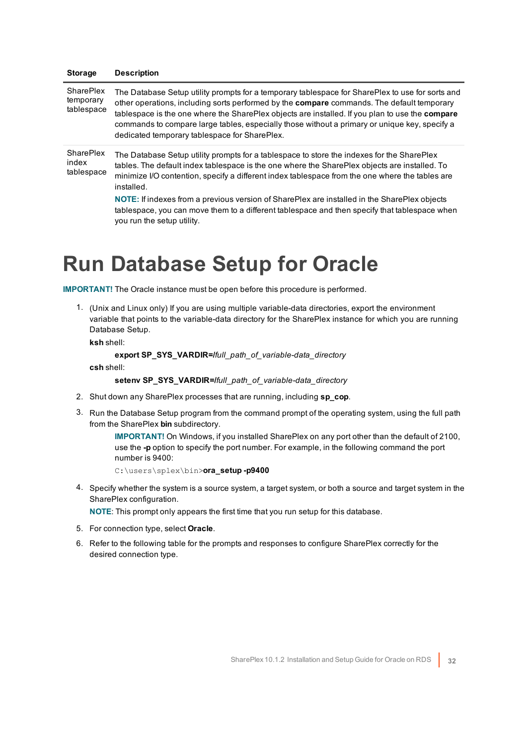| Storage | Description |
|---|---|
| SharePlex temporary tablespace | The Database Setup utility prompts for a temporary tablespace for SharePlex to use for sorts and other operations, including sorts performed by the **compare** commands. The default temporary tablespace is the one where the SharePlex objects are installed. If you plan to use the **compare** commands to compare large tables, especially those without a primary or unique key, specify a dedicated temporary tablespace for SharePlex. |
| SharePlex index tablespace | The Database Setup utility prompts for a tablespace to store the indexes for the SharePlex tables. The default index tablespace is the one where the SharePlex objects are installed. To minimize I/O contention, specify a different index tablespace from the one where the tables are installed.<br>**NOTE:** If indexes from a previous version of SharePlex are installed in the SharePlex objects tablespace, you can move them to a different tablespace and then specify that tablespace when you run the setup utility. |

# Run Database Setup for Oracle

**IMPORTANT!** The Oracle instance must be open before this procedure is performed.

1. (Unix and Linux only) If you are using multiple variable-data directories, export the environment variable that points to the variable-data directory for the SharePlex instance for which you are running Database Setup.

   **ksh** shell:

   **export SP_SYS_VARDIR=/***full_path_of_variable-data_directory*

   **csh** shell:

   **setenv SP_SYS_VARDIR=/***full_path_of_variable-data_directory*

2. Shut down any SharePlex processes that are running, including **sp_cop**.

3. Run the Database Setup program from the command prompt of the operating system, using the full path from the SharePlex **bin** subdirectory.

   **IMPORTANT!** On Windows, if you installed SharePlex on any port other than the default of 2100, use the **-p** option to specify the port number. For example, in the following command the port number is 9400:

   `C:\users\splex\bin>`**ora_setup -p9400**

4. Specify whether the system is a source system, a target system, or both a source and target system in the SharePlex configuration.

   **NOTE**: This prompt only appears the first time that you run setup for this database.

5. For connection type, select **Oracle**.

6. Refer to the following table for the prompts and responses to configure SharePlex correctly for the desired connection type.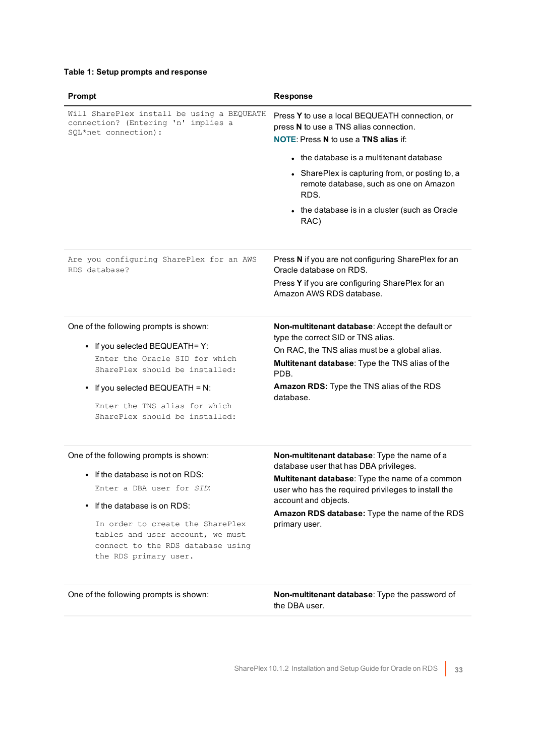**Table 1: Setup prompts and response**

| Prompt | Response |
|---|---|
| `Will SharePlex install be using a BEQUEATH connection? (Entering 'n' implies a SQL*net connection):` | Press **Y** to use a local BEQUEATH connection, or press **N** to use a TNS alias connection.<br>**NOTE**: Press **N** to use a **TNS alias** if:<br>• the database is a multitenant database<br>• SharePlex is capturing from, or posting to, a remote database, such as one on Amazon RDS.<br>• the database is in a cluster (such as Oracle RAC) |
| `Are you configuring SharePlex for an AWS RDS database?` | Press **N** if you are not configuring SharePlex for an Oracle database on RDS.<br>Press **Y** if you are configuring SharePlex for an Amazon AWS RDS database. |
| One of the following prompts is shown:<br>• If you selected BEQUEATH= Y:<br>`Enter the Oracle SID for which SharePlex should be installed:`<br>• If you selected BEQUEATH = N:<br>`Enter the TNS alias for which SharePlex should be installed:` | **Non-multitenant database**: Accept the default or type the correct SID or TNS alias.<br>On RAC, the TNS alias must be a global alias.<br>**Multitenant database**: Type the TNS alias of the PDB.<br>**Amazon RDS:** Type the TNS alias of the RDS database. |
| One of the following prompts is shown:<br>• If the database is not on RDS:<br>`Enter a DBA user for` *`SID`*`:`<br>• If the database is on RDS:<br>`In order to create the SharePlex tables and user account, we must connect to the RDS database using the RDS primary user.` | **Non-multitenant database**: Type the name of a database user that has DBA privileges.<br>**Multitenant database**: Type the name of a common user who has the required privileges to install the account and objects.<br>**Amazon RDS database:** Type the name of the RDS primary user. |
| One of the following prompts is shown: | **Non-multitenant database**: Type the password of the DBA user. |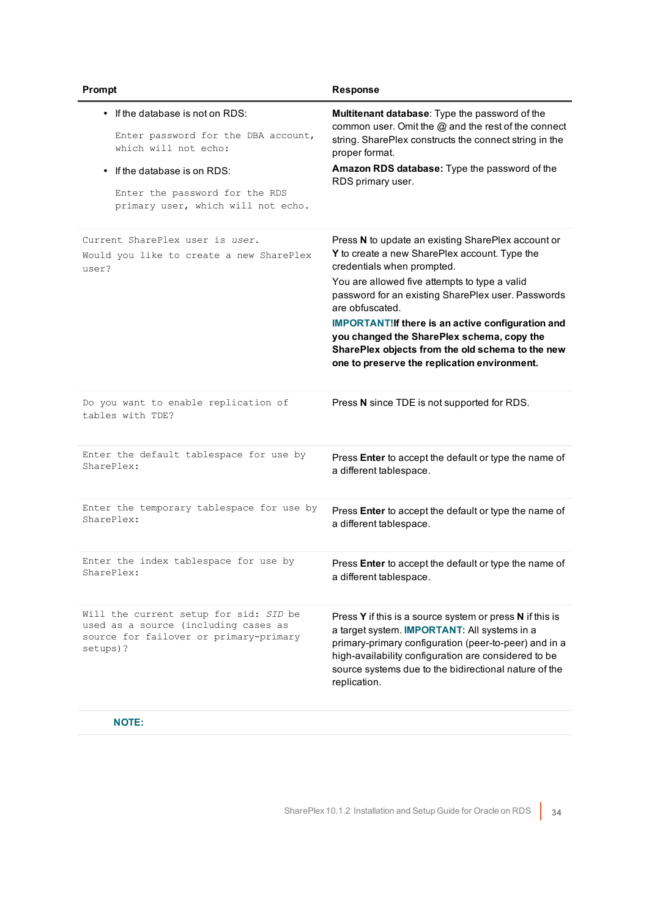| Prompt | Response |
|---|---|
| • If the database is not on RDS: `Enter password for the DBA account, which will not echo:` • If the database is on RDS: `Enter the password for the RDS primary user, which will not echo.` | **Multitenant database**: Type the password of the common user. Omit the @ and the rest of the connect string. SharePlex constructs the connect string in the proper format. **Amazon RDS database:** Type the password of the RDS primary user. |
| `Current SharePlex user is` *`user`*`.` `Would you like to create a new SharePlex user?` | Press **N** to update an existing SharePlex account or **Y** to create a new SharePlex account. Type the credentials when prompted. You are allowed five attempts to type a valid password for an existing SharePlex user. Passwords are obfuscated. **IMPORTANT!If there is an active configuration and you changed the SharePlex schema, copy the SharePlex objects from the old schema to the new one to preserve the replication environment.** |
| `Do you want to enable replication of tables with TDE?` | Press **N** since TDE is not supported for RDS. |
| `Enter the default tablespace for use by SharePlex:` | Press **Enter** to accept the default or type the name of a different tablespace. |
| `Enter the temporary tablespace for use by SharePlex:` | Press **Enter** to accept the default or type the name of a different tablespace. |
| `Enter the index tablespace for use by SharePlex:` | Press **Enter** to accept the default or type the name of a different tablespace. |
| `Will the current setup for sid:` *`SID`* `be used as a source (including cases as source for failover or primary-primary setups)?` | Press **Y** if this is a source system or press **N** if this is a target system. **IMPORTANT:** All systems in a primary-primary configuration (peer-to-peer) and in a high-availability configuration are considered to be source systems due to the bidirectional nature of the replication. |

**NOTE:**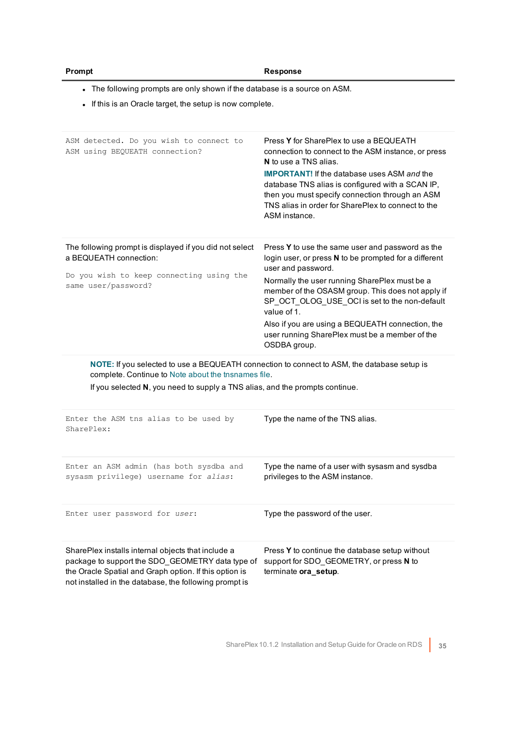| Prompt | Response |
|---|---|
| <ul><li>The following prompts are only shown if the database is a source on ASM.</li><li>If this is an Oracle target, the setup is now complete.</li></ul> | |
| `ASM detected. Do you wish to connect to ASM using BEQUEATH connection?` | Press **Y** for SharePlex to use a BEQUEATH connection to connect to the ASM instance, or press **N** to use a TNS alias.<br>**IMPORTANT!** If the database uses ASM *and* the database TNS alias is configured with a SCAN IP, then you must specify connection through an ASM TNS alias in order for SharePlex to connect to the ASM instance. |
| The following prompt is displayed if you did not select a BEQUEATH connection:<br>`Do you wish to keep connecting using the same user/password?` | Press **Y** to use the same user and password as the login user, or press **N** to be prompted for a different user and password.<br>Normally the user running SharePlex must be a member of the OSASM group. This does not apply if SP_OCT_OLOG_USE_OCI is set to the non-default value of 1.<br>Also if you are using a BEQUEATH connection, the user running SharePlex must be a member of the OSDBA group. |
| **NOTE:** If you selected to use a BEQUEATH connection to connect to ASM, the database setup is complete. Continue to Note about the tnsnames file.<br>If you selected **N**, you need to supply a TNS alias, and the prompts continue. | |
| `Enter the ASM tns alias to be used by SharePlex:` | Type the name of the TNS alias. |
| `Enter an ASM admin (has both sysdba and sysasm privilege) username for` *`alias`*`:` | Type the name of a user with sysasm and sysdba privileges to the ASM instance. |
| `Enter user password for` *`user`*`:` | Type the password of the user. |
| SharePlex installs internal objects that include a package to support the SDO_GEOMETRY data type of the Oracle Spatial and Graph option. If this option is not installed in the database, the following prompt is | Press **Y** to continue the database setup without support for SDO_GEOMETRY, or press **N** to terminate **ora_setup**. |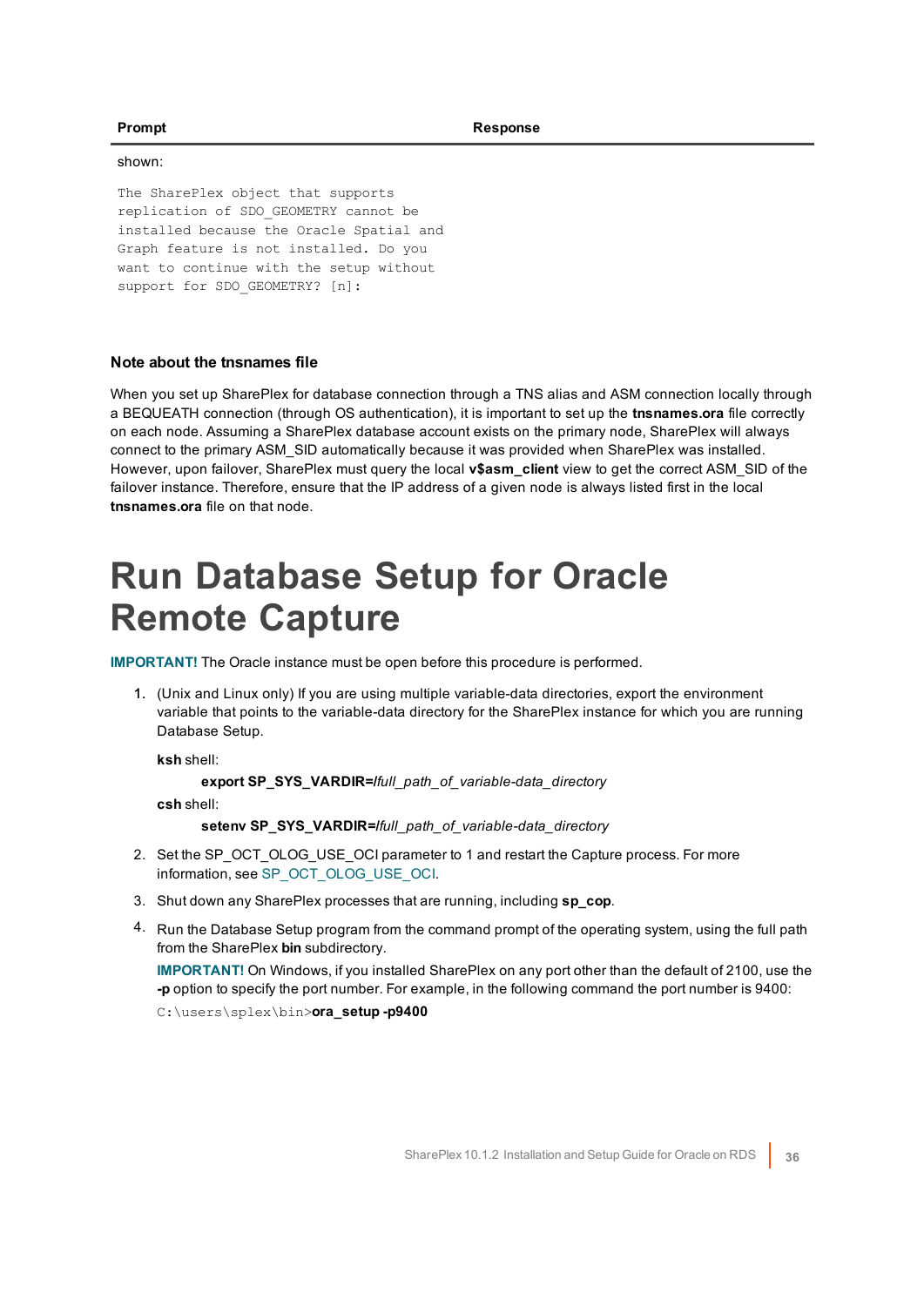| Prompt | Response |
| --- | --- |
| shown:<br><br>`The SharePlex object that supports replication of SDO_GEOMETRY cannot be installed because the Oracle Spatial and Graph feature is not installed. Do you want to continue with the setup without support for SDO_GEOMETRY? [n]:` | |

### Note about the tnsnames file

When you set up SharePlex for database connection through a TNS alias and ASM connection locally through a BEQUEATH connection (through OS authentication), it is important to set up the **tnsnames.ora** file correctly on each node. Assuming a SharePlex database account exists on the primary node, SharePlex will always connect to the primary ASM_SID automatically because it was provided when SharePlex was installed. However, upon failover, SharePlex must query the local **v$asm_client** view to get the correct ASM_SID of the failover instance. Therefore, ensure that the IP address of a given node is always listed first in the local **tnsnames.ora** file on that node.

# Run Database Setup for Oracle Remote Capture

**IMPORTANT!** The Oracle instance must be open before this procedure is performed.

1. (Unix and Linux only) If you are using multiple variable-data directories, export the environment variable that points to the variable-data directory for the SharePlex instance for which you are running Database Setup.

   **ksh** shell:

   **export SP_SYS_VARDIR=***/full_path_of_variable-data_directory*

   **csh** shell:

   **setenv SP_SYS_VARDIR=***/full_path_of_variable-data_directory*

2. Set the SP_OCT_OLOG_USE_OCI parameter to 1 and restart the Capture process. For more information, see SP_OCT_OLOG_USE_OCI.
3. Shut down any SharePlex processes that are running, including **sp_cop**.
4. Run the Database Setup program from the command prompt of the operating system, using the full path from the SharePlex **bin** subdirectory.

   **IMPORTANT!** On Windows, if you installed SharePlex on any port other than the default of 2100, use the **-p** option to specify the port number. For example, in the following command the port number is 9400:

   `C:\users\splex\bin>`**ora_setup -p9400**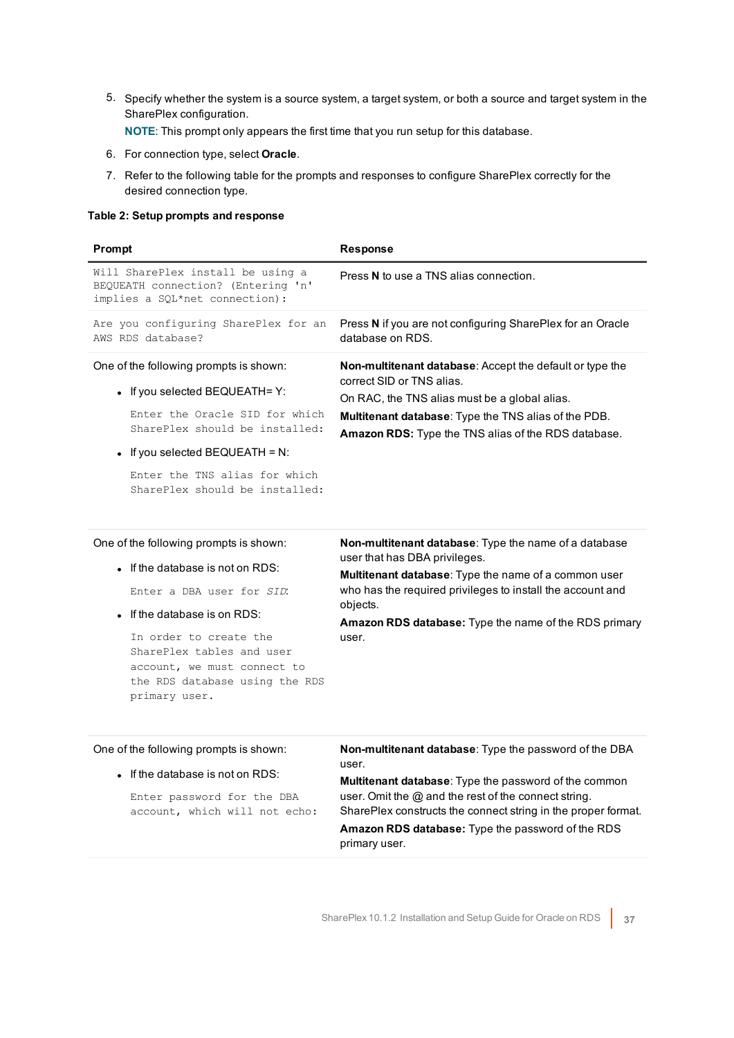5. Specify whether the system is a source system, a target system, or both a source and target system in the SharePlex configuration.

   **NOTE**: This prompt only appears the first time that you run setup for this database.

6. For connection type, select **Oracle**.

7. Refer to the following table for the prompts and responses to configure SharePlex correctly for the desired connection type.

**Table 2: Setup prompts and response**

| Prompt | Response |
|---|---|
| `Will SharePlex install be using a BEQUEATH connection? (Entering 'n' implies a SQL*net connection):` | Press **N** to use a TNS alias connection. |
| `Are you configuring SharePlex for an AWS RDS database?` | Press **N** if you are not configuring SharePlex for an Oracle database on RDS. |
| One of the following prompts is shown:<br>• If you selected BEQUEATH= Y:<br>`Enter the Oracle SID for which SharePlex should be installed:`<br>• If you selected BEQUEATH = N:<br>`Enter the TNS alias for which SharePlex should be installed:` | **Non-multitenant database**: Accept the default or type the correct SID or TNS alias.<br>On RAC, the TNS alias must be a global alias.<br>**Multitenant database**: Type the TNS alias of the PDB.<br>**Amazon RDS:** Type the TNS alias of the RDS database. |
| One of the following prompts is shown:<br>• If the database is not on RDS:<br>`Enter a DBA user for` *`SID`*:<br>• If the database is on RDS:<br>`In order to create the SharePlex tables and user account, we must connect to the RDS database using the RDS primary user.` | **Non-multitenant database**: Type the name of a database user that has DBA privileges.<br>**Multitenant database**: Type the name of a common user who has the required privileges to install the account and objects.<br>**Amazon RDS database:** Type the name of the RDS primary user. |
| One of the following prompts is shown:<br>• If the database is not on RDS:<br>`Enter password for the DBA account, which will not echo:` | **Non-multitenant database**: Type the password of the DBA user.<br>**Multitenant database**: Type the password of the common user. Omit the @ and the rest of the connect string. SharePlex constructs the connect string in the proper format.<br>**Amazon RDS database:** Type the password of the RDS primary user. |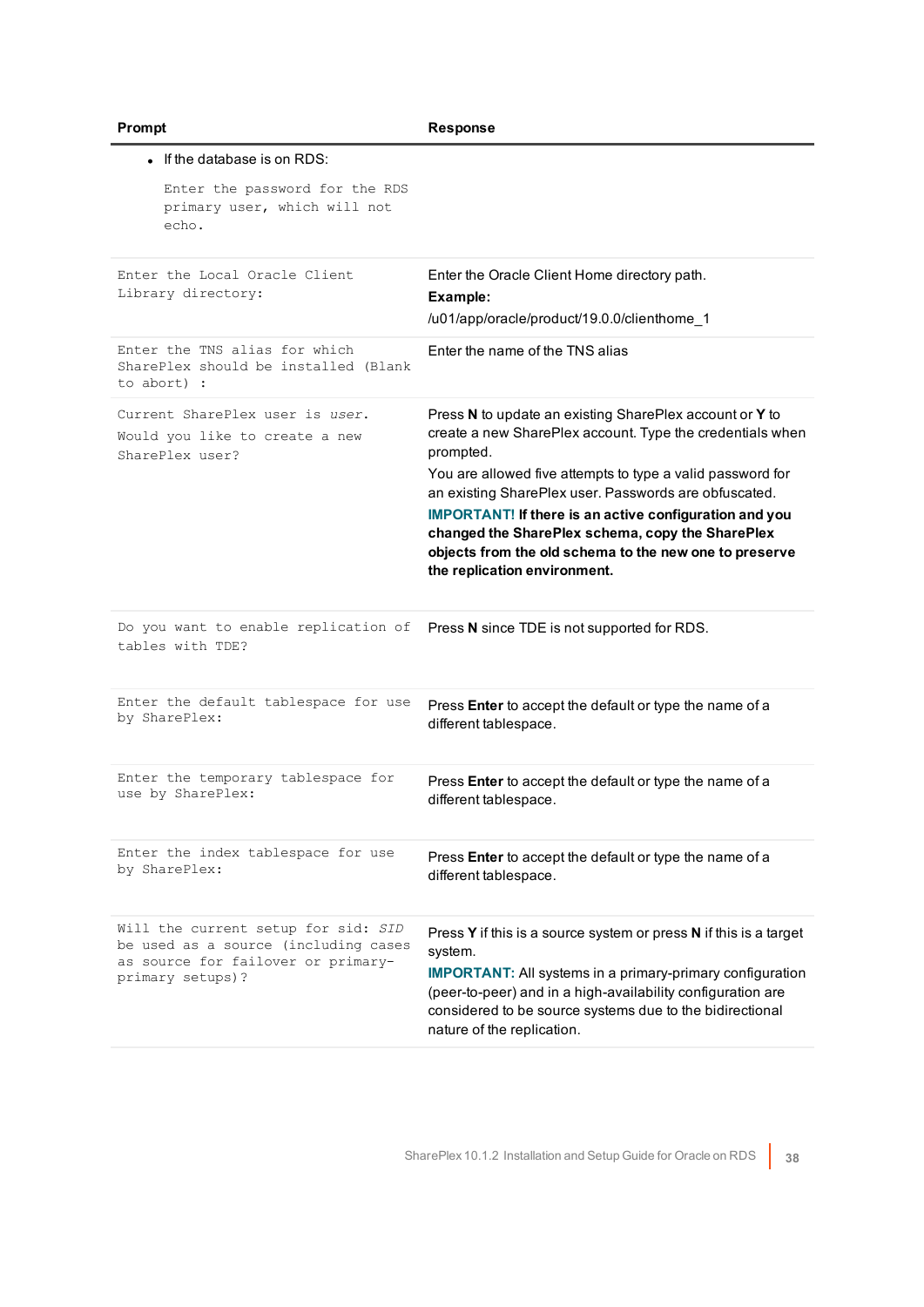| Prompt | Response |
| --- | --- |
| • If the database is on RDS:<br>`Enter the password for the RDS primary user, which will not echo.` | |
| `Enter the Local Oracle Client Library directory:` | Enter the Oracle Client Home directory path.<br>**Example:**<br>/u01/app/oracle/product/19.0.0/clienthome_1 |
| `Enter the TNS alias for which SharePlex should be installed (Blank to abort) :` | Enter the name of the TNS alias |
| `Current SharePlex user is` *`user`*`.`<br>`Would you like to create a new SharePlex user?` | Press **N** to update an existing SharePlex account or **Y** to create a new SharePlex account. Type the credentials when prompted.<br>You are allowed five attempts to type a valid password for an existing SharePlex user. Passwords are obfuscated.<br>**IMPORTANT! If there is an active configuration and you changed the SharePlex schema, copy the SharePlex objects from the old schema to the new one to preserve the replication environment.** |
| `Do you want to enable replication of tables with TDE?` | Press **N** since TDE is not supported for RDS. |
| `Enter the default tablespace for use by SharePlex:` | Press **Enter** to accept the default or type the name of a different tablespace. |
| `Enter the temporary tablespace for use by SharePlex:` | Press **Enter** to accept the default or type the name of a different tablespace. |
| `Enter the index tablespace for use by SharePlex:` | Press **Enter** to accept the default or type the name of a different tablespace. |
| `Will the current setup for sid:` *`SID`* `be used as a source (including cases as source for failover or primary-primary setups)?` | Press **Y** if this is a source system or press **N** if this is a target system.<br>**IMPORTANT:** All systems in a primary-primary configuration (peer-to-peer) and in a high-availability configuration are considered to be source systems due to the bidirectional nature of the replication. |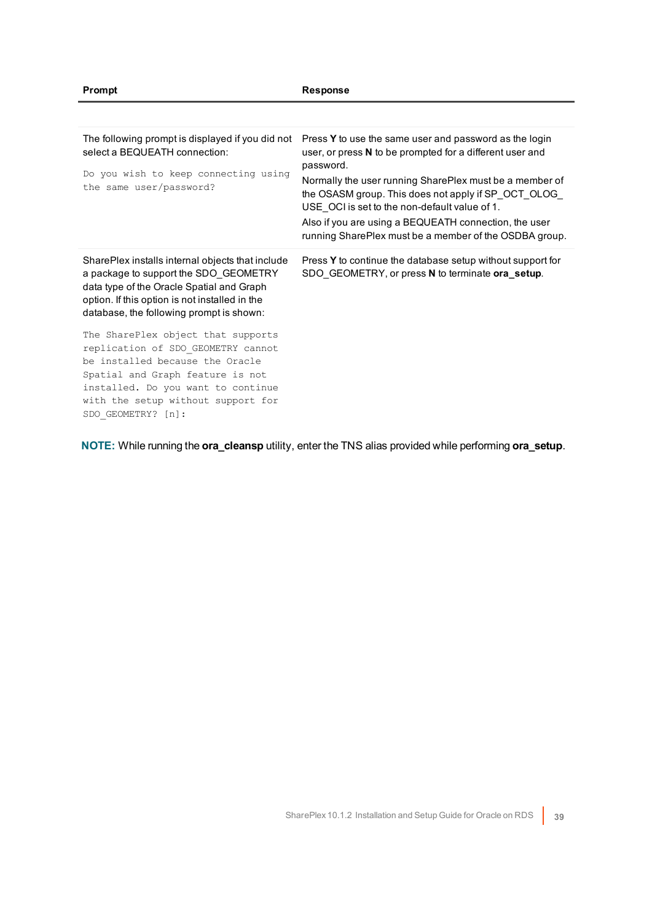| Prompt | Response |
| --- | --- |
| The following prompt is displayed if you did not select a BEQUEATH connection:<br><br>`Do you wish to keep connecting using the same user/password?` | Press **Y** to use the same user and password as the login user, or press **N** to be prompted for a different user and password.<br><br>Normally the user running SharePlex must be a member of the OSASM group. This does not apply if SP_OCT_OLOG_USE_OCI is set to the non-default value of 1.<br><br>Also if you are using a BEQUEATH connection, the user running SharePlex must be a member of the OSDBA group. |
| SharePlex installs internal objects that include a package to support the SDO_GEOMETRY data type of the Oracle Spatial and Graph option. If this option is not installed in the database, the following prompt is shown:<br><br>`The SharePlex object that supports replication of SDO_GEOMETRY cannot be installed because the Oracle Spatial and Graph feature is not installed. Do you want to continue with the setup without support for SDO_GEOMETRY? [n]:` | Press **Y** to continue the database setup without support for SDO_GEOMETRY, or press **N** to terminate **ora_setup**. |

**NOTE:** While running the **ora_cleansp** utility, enter the TNS alias provided while performing **ora_setup**.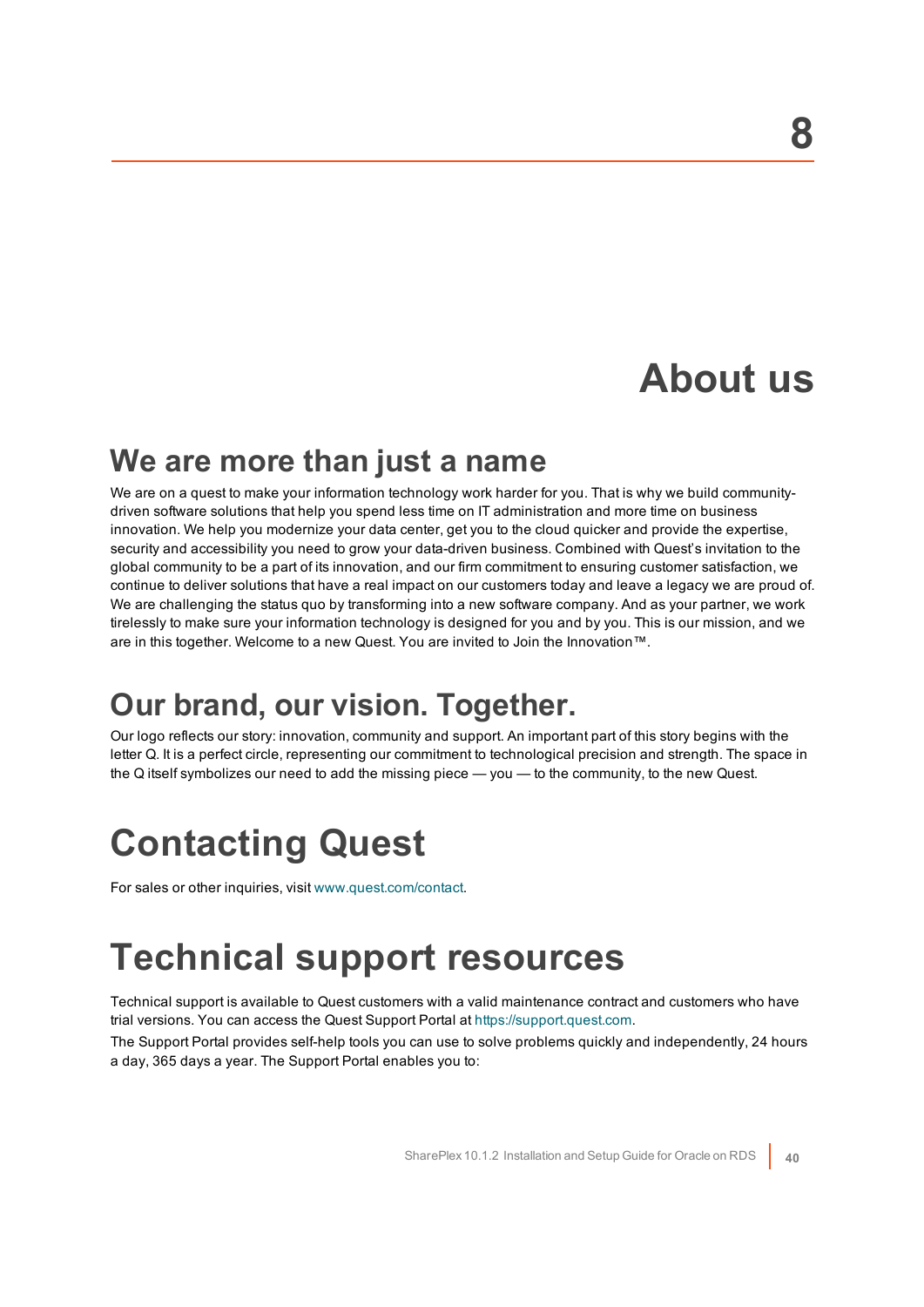# 8

# About us

## We are more than just a name

We are on a quest to make your information technology work harder for you. That is why we build community-driven software solutions that help you spend less time on IT administration and more time on business innovation. We help you modernize your data center, get you to the cloud quicker and provide the expertise, security and accessibility you need to grow your data-driven business. Combined with Quest's invitation to the global community to be a part of its innovation, and our firm commitment to ensuring customer satisfaction, we continue to deliver solutions that have a real impact on our customers today and leave a legacy we are proud of. We are challenging the status quo by transforming into a new software company. And as your partner, we work tirelessly to make sure your information technology is designed for you and by you. This is our mission, and we are in this together. Welcome to a new Quest. You are invited to Join the Innovation™.

## Our brand, our vision. Together.

Our logo reflects our story: innovation, community and support. An important part of this story begins with the letter Q. It is a perfect circle, representing our commitment to technological precision and strength. The space in the Q itself symbolizes our need to add the missing piece — you — to the community, to the new Quest.

# Contacting Quest

For sales or other inquiries, visit www.quest.com/contact.

# Technical support resources

Technical support is available to Quest customers with a valid maintenance contract and customers who have trial versions. You can access the Quest Support Portal at https://support.quest.com.

The Support Portal provides self-help tools you can use to solve problems quickly and independently, 24 hours a day, 365 days a year. The Support Portal enables you to: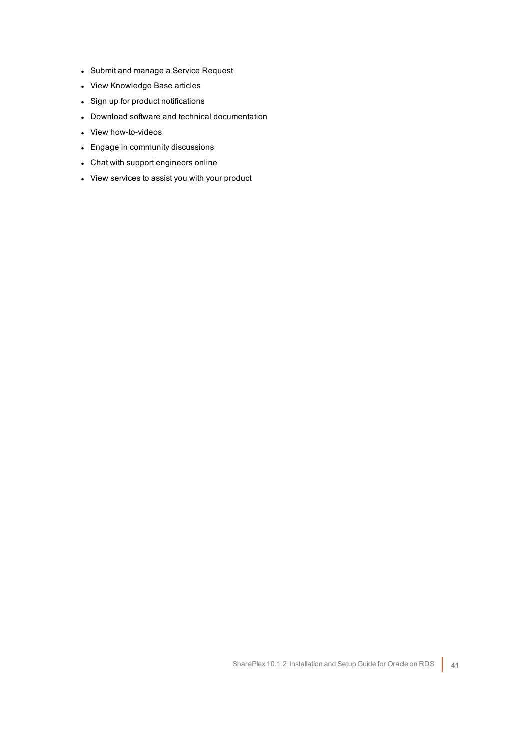- Submit and manage a Service Request
- View Knowledge Base articles
- Sign up for product notifications
- Download software and technical documentation
- View how-to-videos
- Engage in community discussions
- Chat with support engineers online
- View services to assist you with your product